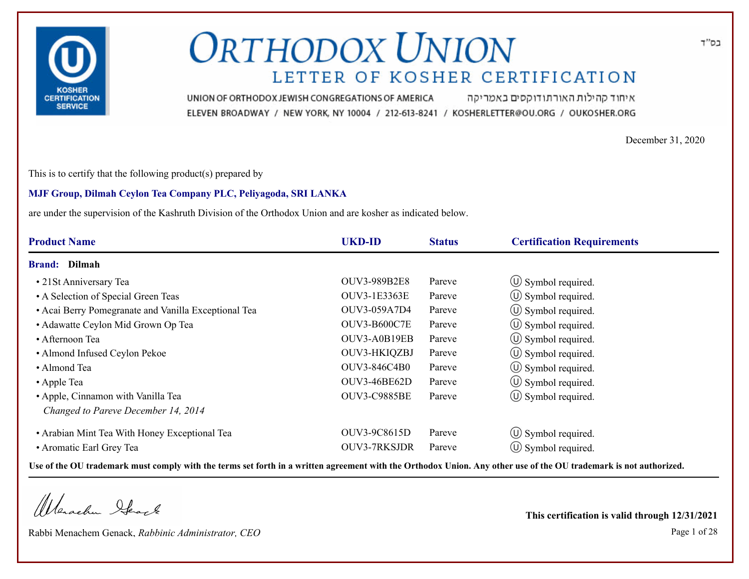# ORTHODOX UNION

## LETTER OF KOSHER CERTIFICATION

UNION OF ORTHODOX JEWISH CONGREGATIONS OF AMERICA איחוד קהילות האורתודוקסים באמריקה

ELEVEN BROADWAY / NEW YORK, NY 10004 / 212-613-8241 / KOSHERLETTER@OU.ORG / OUKOSHER.ORG

בס"ד

December 31, 2020

This is to certify that the following product(s) prepared by

**MJF Group, Dilmah Ceylon Tea Company PLC, Peliyagoda, SRI LANKA**

are under the supervision of the Kashruth Division of the Orthodox Union and are kosher as indicated below.

| Product Name | UKD-ID | Status | Certification Requirements |
|---|---|---|---|
| **Brand: Dilmah** | | | |
| • 21St Anniversary Tea | OUV3-989B2E8 | Pareve | Ⓤ Symbol required. |
| • A Selection of Special Green Teas | OUV3-1E3363E | Pareve | Ⓤ Symbol required. |
| • Acai Berry Pomegranate and Vanilla Exceptional Tea | OUV3-059A7D4 | Pareve | Ⓤ Symbol required. |
| • Adawatte Ceylon Mid Grown Op Tea | OUV3-B600C7E | Pareve | Ⓤ Symbol required. |
| • Afternoon Tea | OUV3-A0B19EB | Pareve | Ⓤ Symbol required. |
| • Almond Infused Ceylon Pekoe | OUV3-HKIQZBJ | Pareve | Ⓤ Symbol required. |
| • Almond Tea | OUV3-846C4B0 | Pareve | Ⓤ Symbol required. |
| • Apple Tea | OUV3-46BE62D | Pareve | Ⓤ Symbol required. |
| • Apple, Cinnamon with Vanilla Tea *Changed to Pareve December 14, 2014* | OUV3-C9885BE | Pareve | Ⓤ Symbol required. |
| • Arabian Mint Tea With Honey Exceptional Tea | OUV3-9C8615D | Pareve | Ⓤ Symbol required. |
| • Aromatic Earl Grey Tea | OUV3-7RKSJDR | Pareve | Ⓤ Symbol required. |

**Use of the OU trademark must comply with the terms set forth in a written agreement with the Orthodox Union. Any other use of the OU trademark is not authorized.**

Rabbi Menachem Genack, *Rabbinic Administrator, CEO*

**This certification is valid through 12/31/2021**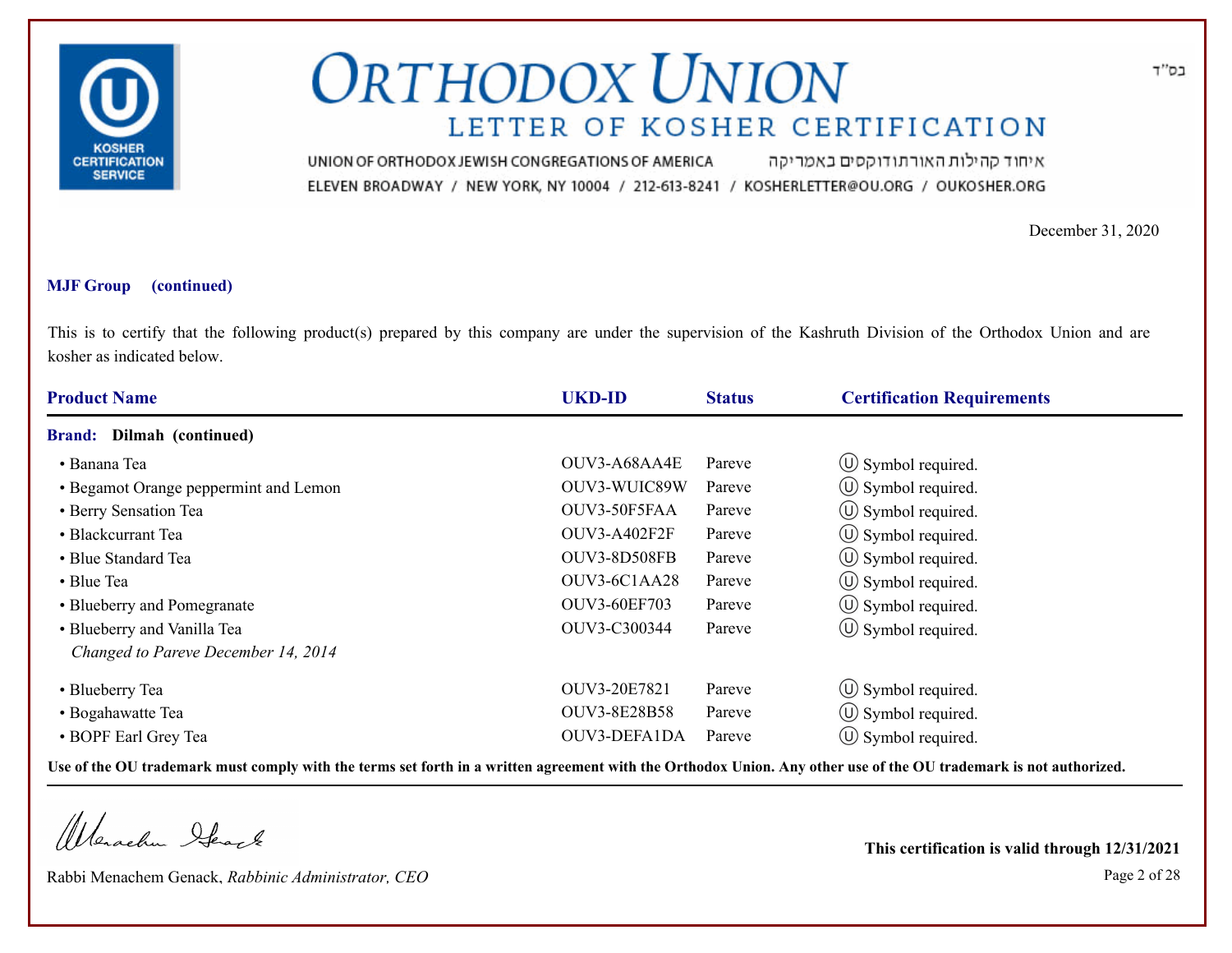# ORTHODOX UNION

## LETTER OF KOSHER CERTIFICATION

UNION OF ORTHODOX JEWISH CONGREGATIONS OF AMERICA איחוד קהילות האורתודוקסים באמריקה

ELEVEN BROADWAY / NEW YORK, NY 10004 / 212-613-8241 / KOSHERLETTER@OU.ORG / OUKOSHER.ORG

בס"ד

December 31, 2020

**MJF Group (continued)**

This is to certify that the following product(s) prepared by this company are under the supervision of the Kashruth Division of the Orthodox Union and are kosher as indicated below.

| Product Name | UKD-ID | Status | Certification Requirements |
|---|---|---|---|
| **Brand: Dilmah (continued)** | | | |
| • Banana Tea | OUV3-A68AA4E | Pareve | Ⓤ Symbol required. |
| • Begamot Orange peppermint and Lemon | OUV3-WUIC89W | Pareve | Ⓤ Symbol required. |
| • Berry Sensation Tea | OUV3-50F5FAA | Pareve | Ⓤ Symbol required. |
| • Blackcurrant Tea | OUV3-A402F2F | Pareve | Ⓤ Symbol required. |
| • Blue Standard Tea | OUV3-8D508FB | Pareve | Ⓤ Symbol required. |
| • Blue Tea | OUV3-6C1AA28 | Pareve | Ⓤ Symbol required. |
| • Blueberry and Pomegranate | OUV3-60EF703 | Pareve | Ⓤ Symbol required. |
| • Blueberry and Vanilla Tea<br>*Changed to Pareve December 14, 2014* | OUV3-C300344 | Pareve | Ⓤ Symbol required. |
| • Blueberry Tea | OUV3-20E7821 | Pareve | Ⓤ Symbol required. |
| • Bogahawatte Tea | OUV3-8E28B58 | Pareve | Ⓤ Symbol required. |
| • BOPF Earl Grey Tea | OUV3-DEFA1DA | Pareve | Ⓤ Symbol required. |

**Use of the OU trademark must comply with the terms set forth in a written agreement with the Orthodox Union. Any other use of the OU trademark is not authorized.**

Rabbi Menachem Genack, *Rabbinic Administrator, CEO*

**This certification is valid through 12/31/2021**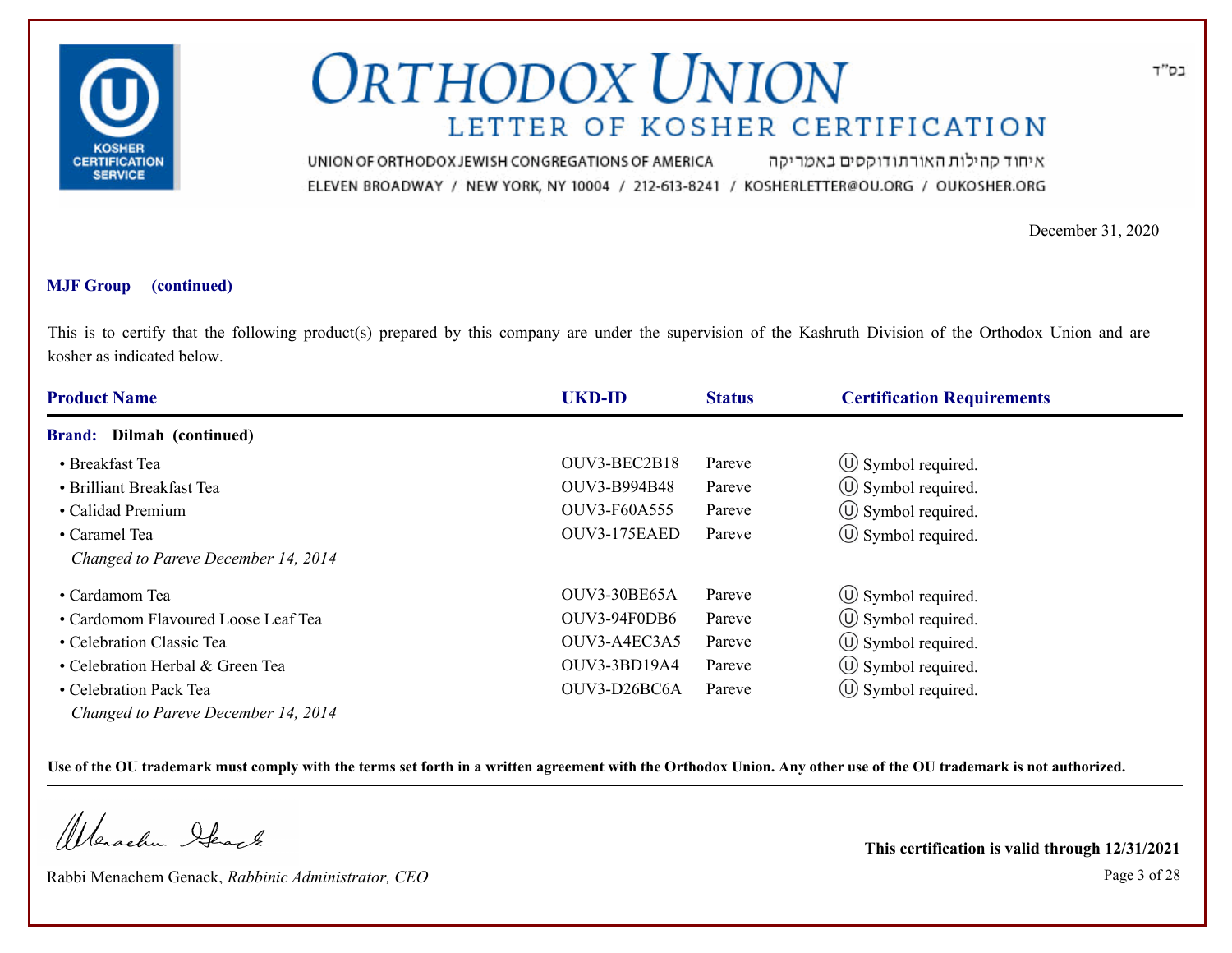בס"ד

# ORTHODOX UNION

## LETTER OF KOSHER CERTIFICATION

UNION OF ORTHODOX JEWISH CONGREGATIONS OF AMERICA איחוד קהילות האורתודוקסים באמריקה

ELEVEN BROADWAY / NEW YORK, NY 10004 / 212-613-8241 / KOSHERLETTER@OU.ORG / OUKOSHER.ORG

December 31, 2020

**MJF Group (continued)**

This is to certify that the following product(s) prepared by this company are under the supervision of the Kashruth Division of the Orthodox Union and are kosher as indicated below.

| Product Name | UKD-ID | Status | Certification Requirements |
|---|---|---|---|
| **Brand: Dilmah (continued)** | | | |
| • Breakfast Tea | OUV3-BEC2B18 | Pareve | Ⓤ Symbol required. |
| • Brilliant Breakfast Tea | OUV3-B994B48 | Pareve | Ⓤ Symbol required. |
| • Calidad Premium | OUV3-F60A555 | Pareve | Ⓤ Symbol required. |
| • Caramel Tea *Changed to Pareve December 14, 2014* | OUV3-175EAED | Pareve | Ⓤ Symbol required. |
| • Cardamom Tea | OUV3-30BE65A | Pareve | Ⓤ Symbol required. |
| • Cardomom Flavoured Loose Leaf Tea | OUV3-94F0DB6 | Pareve | Ⓤ Symbol required. |
| • Celebration Classic Tea | OUV3-A4EC3A5 | Pareve | Ⓤ Symbol required. |
| • Celebration Herbal & Green Tea | OUV3-3BD19A4 | Pareve | Ⓤ Symbol required. |
| • Celebration Pack Tea *Changed to Pareve December 14, 2014* | OUV3-D26BC6A | Pareve | Ⓤ Symbol required. |

**Use of the OU trademark must comply with the terms set forth in a written agreement with the Orthodox Union. Any other use of the OU trademark is not authorized.**

Rabbi Menachem Genack, *Rabbinic Administrator, CEO*

**This certification is valid through 12/31/2021**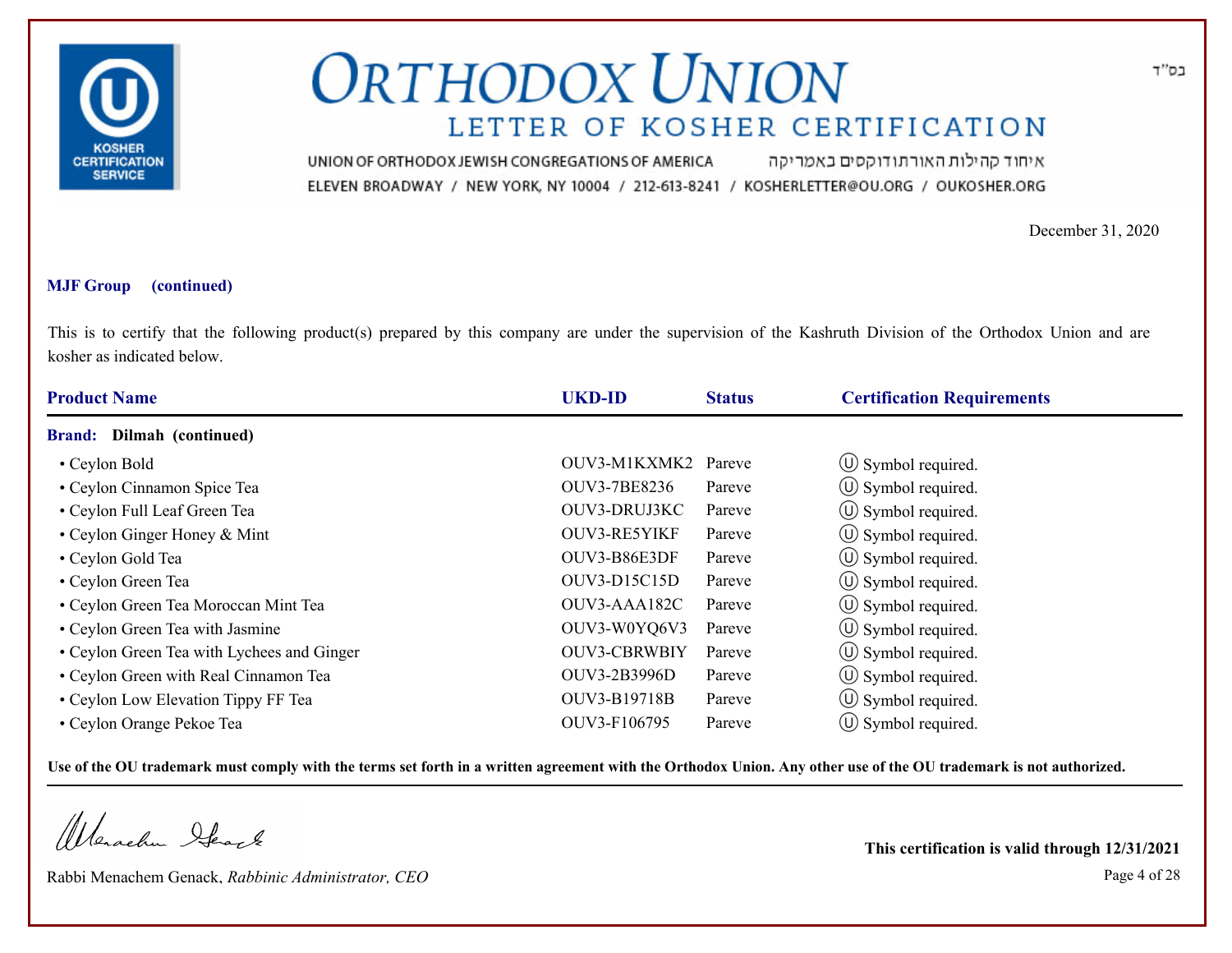# ORTHODOX UNION

## LETTER OF KOSHER CERTIFICATION

UNION OF ORTHODOX JEWISH CONGREGATIONS OF AMERICA איחוד קהילות האורתודוקסים באמריקה

ELEVEN BROADWAY / NEW YORK, NY 10004 / 212-613-8241 / KOSHERLETTER@OU.ORG / OUKOSHER.ORG

בס"ד

December 31, 2020

**MJF Group (continued)**

This is to certify that the following product(s) prepared by this company are under the supervision of the Kashruth Division of the Orthodox Union and are kosher as indicated below.

| Product Name | UKD-ID | Status | Certification Requirements |
|---|---|---|---|
| **Brand: Dilmah (continued)** | | | |
| • Ceylon Bold | OUV3-M1KXMK2 | Pareve | Ⓤ Symbol required. |
| • Ceylon Cinnamon Spice Tea | OUV3-7BE8236 | Pareve | Ⓤ Symbol required. |
| • Ceylon Full Leaf Green Tea | OUV3-DRUJ3KC | Pareve | Ⓤ Symbol required. |
| • Ceylon Ginger Honey & Mint | OUV3-RE5YIKF | Pareve | Ⓤ Symbol required. |
| • Ceylon Gold Tea | OUV3-B86E3DF | Pareve | Ⓤ Symbol required. |
| • Ceylon Green Tea | OUV3-D15C15D | Pareve | Ⓤ Symbol required. |
| • Ceylon Green Tea Moroccan Mint Tea | OUV3-AAA182C | Pareve | Ⓤ Symbol required. |
| • Ceylon Green Tea with Jasmine | OUV3-W0YQ6V3 | Pareve | Ⓤ Symbol required. |
| • Ceylon Green Tea with Lychees and Ginger | OUV3-CBRWBIY | Pareve | Ⓤ Symbol required. |
| • Ceylon Green with Real Cinnamon Tea | OUV3-2B3996D | Pareve | Ⓤ Symbol required. |
| • Ceylon Low Elevation Tippy FF Tea | OUV3-B19718B | Pareve | Ⓤ Symbol required. |
| • Ceylon Orange Pekoe Tea | OUV3-F106795 | Pareve | Ⓤ Symbol required. |

**Use of the OU trademark must comply with the terms set forth in a written agreement with the Orthodox Union. Any other use of the OU trademark is not authorized.**

Rabbi Menachem Genack, *Rabbinic Administrator, CEO*

**This certification is valid through 12/31/2021**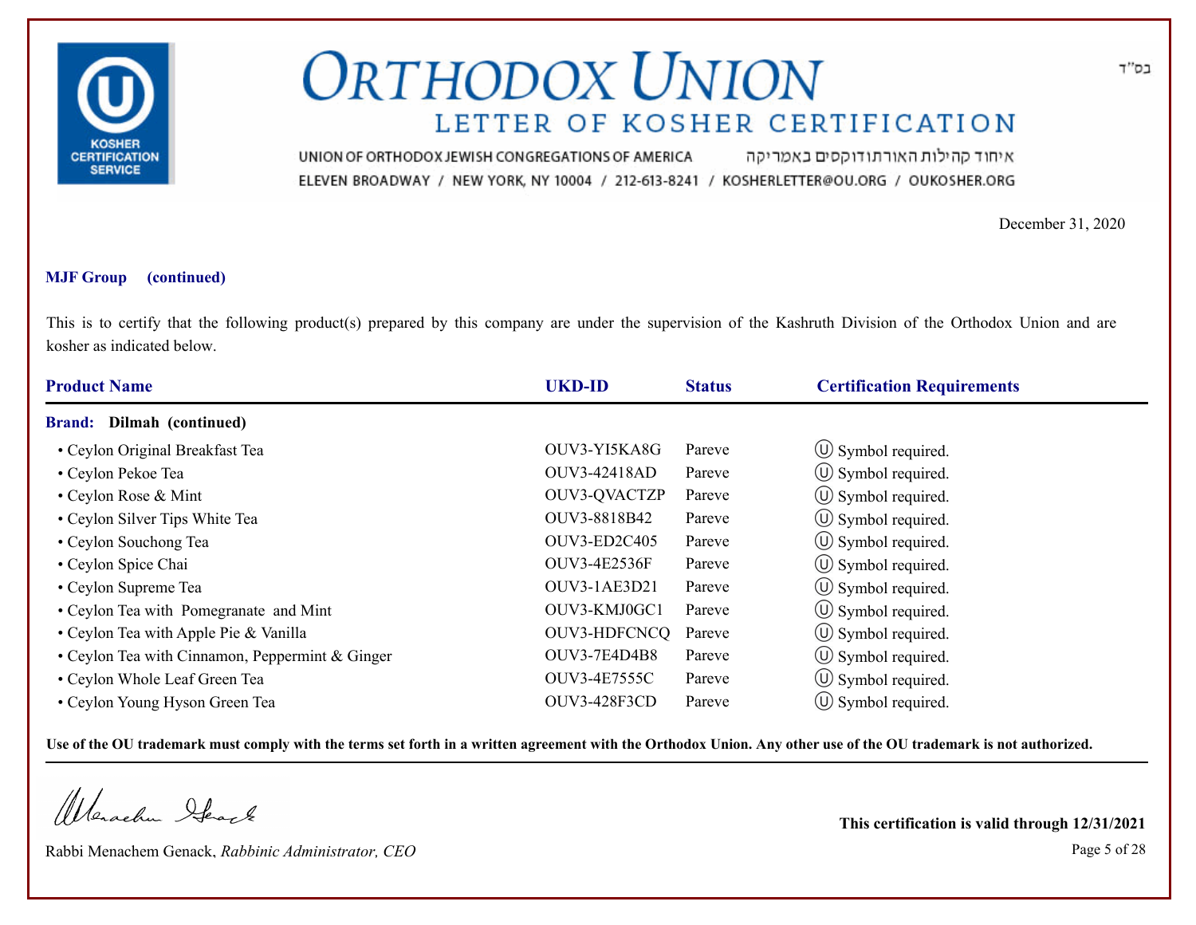# ORTHODOX UNION

## LETTER OF KOSHER CERTIFICATION

UNION OF ORTHODOX JEWISH CONGREGATIONS OF AMERICA איחוד קהילות האורתודוקסים באמריקה

ELEVEN BROADWAY / NEW YORK, NY 10004 / 212-613-8241 / KOSHERLETTER@OU.ORG / OUKOSHER.ORG

בס"ד

December 31, 2020

**MJF Group (continued)**

This is to certify that the following product(s) prepared by this company are under the supervision of the Kashruth Division of the Orthodox Union and are kosher as indicated below.

| Product Name | UKD-ID | Status | Certification Requirements |
|---|---|---|---|
| **Brand: Dilmah (continued)** | | | |
| • Ceylon Original Breakfast Tea | OUV3-YI5KA8G | Pareve | Ⓤ Symbol required. |
| • Ceylon Pekoe Tea | OUV3-42418AD | Pareve | Ⓤ Symbol required. |
| • Ceylon Rose & Mint | OUV3-QVACTZP | Pareve | Ⓤ Symbol required. |
| • Ceylon Silver Tips White Tea | OUV3-8818B42 | Pareve | Ⓤ Symbol required. |
| • Ceylon Souchong Tea | OUV3-ED2C405 | Pareve | Ⓤ Symbol required. |
| • Ceylon Spice Chai | OUV3-4E2536F | Pareve | Ⓤ Symbol required. |
| • Ceylon Supreme Tea | OUV3-1AE3D21 | Pareve | Ⓤ Symbol required. |
| • Ceylon Tea with Pomegranate and Mint | OUV3-KMJ0GC1 | Pareve | Ⓤ Symbol required. |
| • Ceylon Tea with Apple Pie & Vanilla | OUV3-HDFCNCQ | Pareve | Ⓤ Symbol required. |
| • Ceylon Tea with Cinnamon, Peppermint & Ginger | OUV3-7E4D4B8 | Pareve | Ⓤ Symbol required. |
| • Ceylon Whole Leaf Green Tea | OUV3-4E7555C | Pareve | Ⓤ Symbol required. |
| • Ceylon Young Hyson Green Tea | OUV3-428F3CD | Pareve | Ⓤ Symbol required. |

**Use of the OU trademark must comply with the terms set forth in a written agreement with the Orthodox Union. Any other use of the OU trademark is not authorized.**

Rabbi Menachem Genack, *Rabbinic Administrator, CEO*

**This certification is valid through 12/31/2021**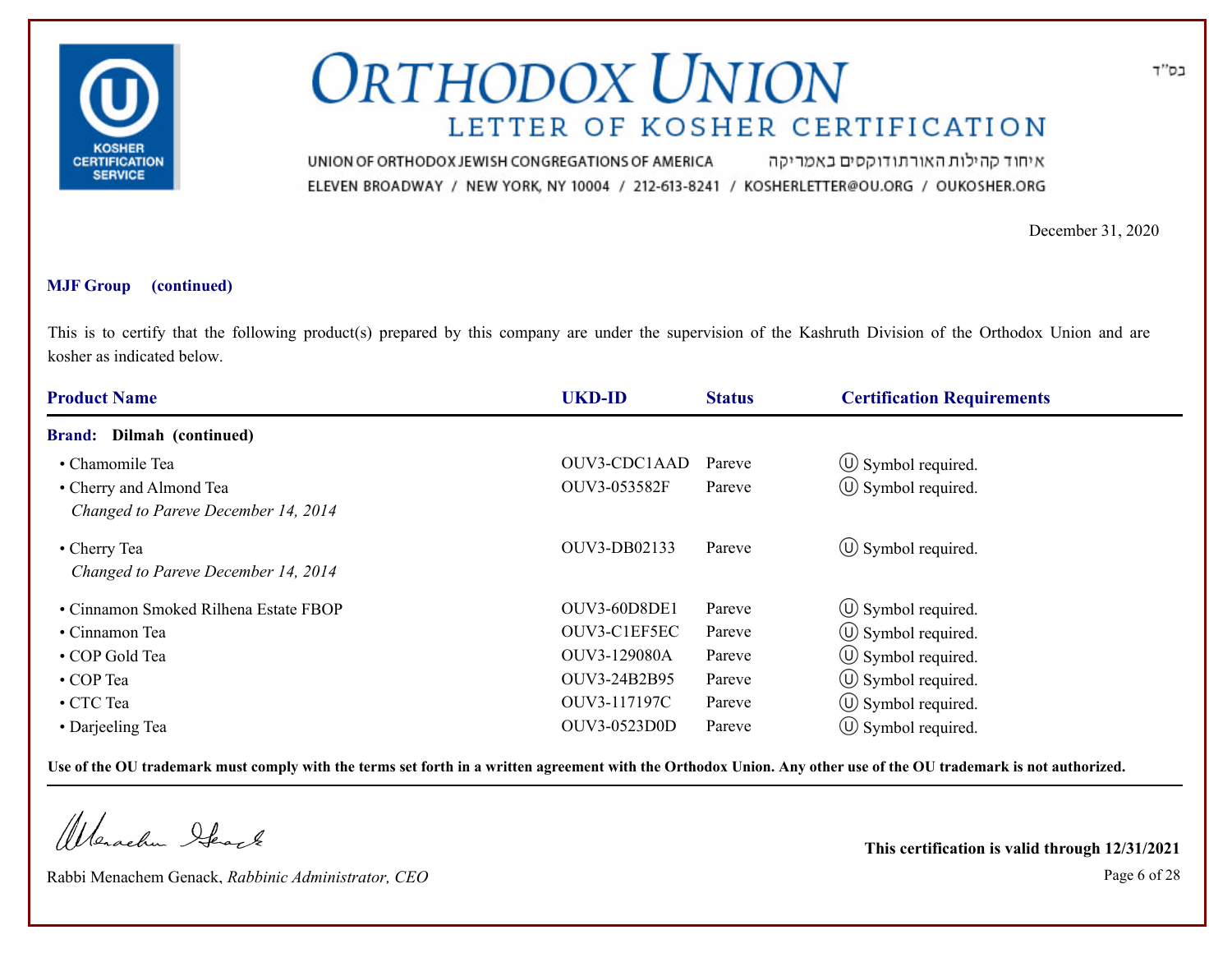# ORTHODOX UNION

## LETTER OF KOSHER CERTIFICATION

UNION OF ORTHODOX JEWISH CONGREGATIONS OF AMERICA איחוד קהילות האורתודוקסים באמריקה

ELEVEN BROADWAY / NEW YORK, NY 10004 / 212-613-8241 / KOSHERLETTER@OU.ORG / OUKOSHER.ORG

בס"ד

December 31, 2020

**MJF Group (continued)**

This is to certify that the following product(s) prepared by this company are under the supervision of the Kashruth Division of the Orthodox Union and are kosher as indicated below.

| Product Name | UKD-ID | Status | Certification Requirements |
|---|---|---|---|
| **Brand: Dilmah (continued)** | | | |
| • Chamomile Tea | OUV3-CDC1AAD | Pareve | Ⓤ Symbol required. |
| • Cherry and Almond Tea<br>*Changed to Pareve December 14, 2014* | OUV3-053582F | Pareve | Ⓤ Symbol required. |
| • Cherry Tea<br>*Changed to Pareve December 14, 2014* | OUV3-DB02133 | Pareve | Ⓤ Symbol required. |
| • Cinnamon Smoked Rilhena Estate FBOP | OUV3-60D8DE1 | Pareve | Ⓤ Symbol required. |
| • Cinnamon Tea | OUV3-C1EF5EC | Pareve | Ⓤ Symbol required. |
| • COP Gold Tea | OUV3-129080A | Pareve | Ⓤ Symbol required. |
| • COP Tea | OUV3-24B2B95 | Pareve | Ⓤ Symbol required. |
| • CTC Tea | OUV3-117197C | Pareve | Ⓤ Symbol required. |
| • Darjeeling Tea | OUV3-0523D0D | Pareve | Ⓤ Symbol required. |

**Use of the OU trademark must comply with the terms set forth in a written agreement with the Orthodox Union. Any other use of the OU trademark is not authorized.**

Rabbi Menachem Genack, *Rabbinic Administrator, CEO*

**This certification is valid through 12/31/2021**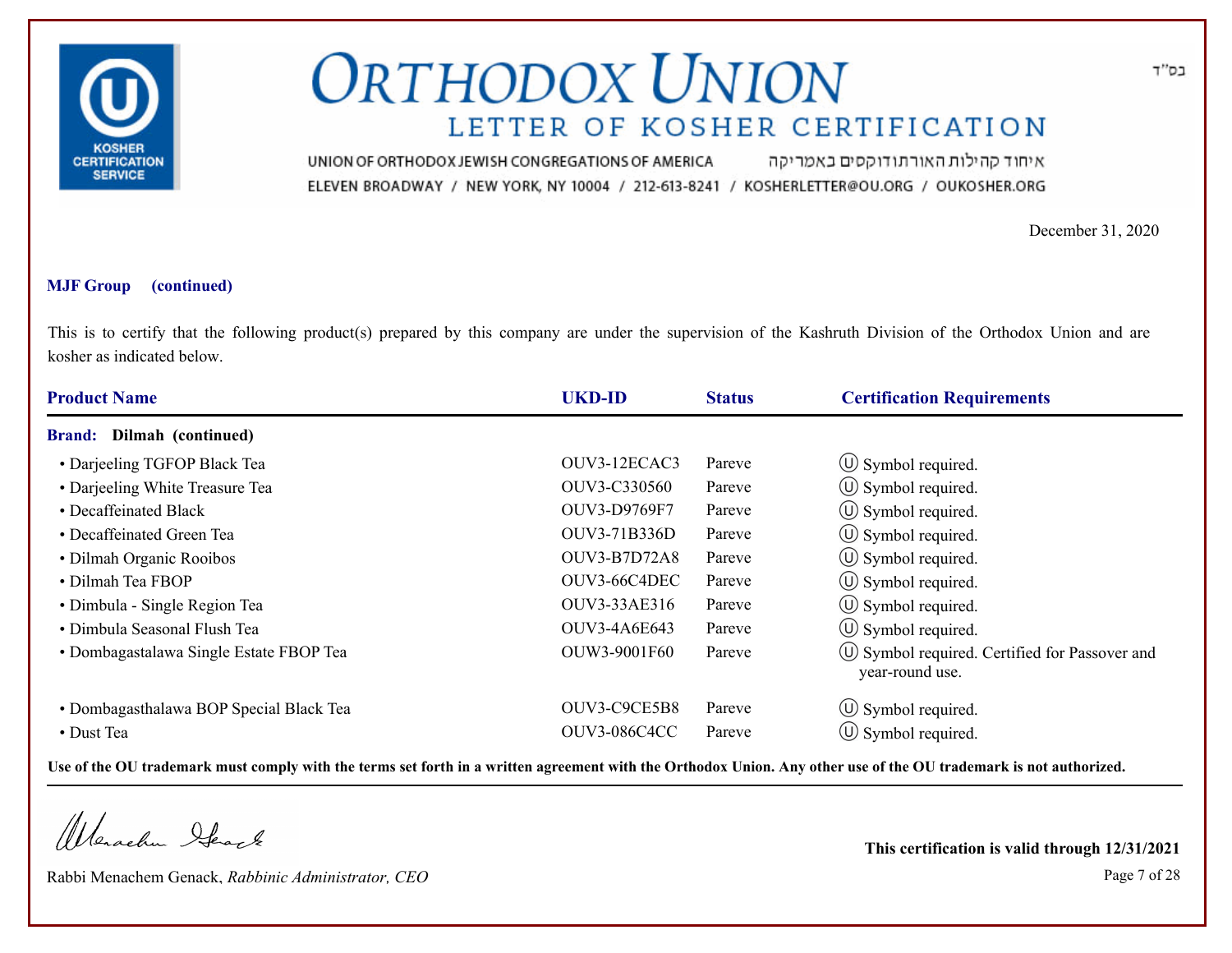# ORTHODOX UNION

## LETTER OF KOSHER CERTIFICATION

UNION OF ORTHODOX JEWISH CONGREGATIONS OF AMERICA איחוד קהילות האורתודוקסים באמריקה

ELEVEN BROADWAY / NEW YORK, NY 10004 / 212-613-8241 / KOSHERLETTER@OU.ORG / OUKOSHER.ORG

בס"ד

December 31, 2020

**MJF Group (continued)**

This is to certify that the following product(s) prepared by this company are under the supervision of the Kashruth Division of the Orthodox Union and are kosher as indicated below.

| Product Name | UKD-ID | Status | Certification Requirements |
|---|---|---|---|
| **Brand: Dilmah (continued)** | | | |
| • Darjeeling TGFOP Black Tea | OUV3-12ECAC3 | Pareve | Ⓤ Symbol required. |
| • Darjeeling White Treasure Tea | OUV3-C330560 | Pareve | Ⓤ Symbol required. |
| • Decaffeinated Black | OUV3-D9769F7 | Pareve | Ⓤ Symbol required. |
| • Decaffeinated Green Tea | OUV3-71B336D | Pareve | Ⓤ Symbol required. |
| • Dilmah Organic Rooibos | OUV3-B7D72A8 | Pareve | Ⓤ Symbol required. |
| • Dilmah Tea FBOP | OUV3-66C4DEC | Pareve | Ⓤ Symbol required. |
| • Dimbula - Single Region Tea | OUV3-33AE316 | Pareve | Ⓤ Symbol required. |
| • Dimbula Seasonal Flush Tea | OUV3-4A6E643 | Pareve | Ⓤ Symbol required. |
| • Dombagastalawa Single Estate FBOP Tea | OUW3-9001F60 | Pareve | Ⓤ Symbol required. Certified for Passover and year-round use. |
| • Dombagasthalawa BOP Special Black Tea | OUV3-C9CE5B8 | Pareve | Ⓤ Symbol required. |
| • Dust Tea | OUV3-086C4CC | Pareve | Ⓤ Symbol required. |

**Use of the OU trademark must comply with the terms set forth in a written agreement with the Orthodox Union. Any other use of the OU trademark is not authorized.**

Rabbi Menachem Genack, *Rabbinic Administrator, CEO*

**This certification is valid through 12/31/2021**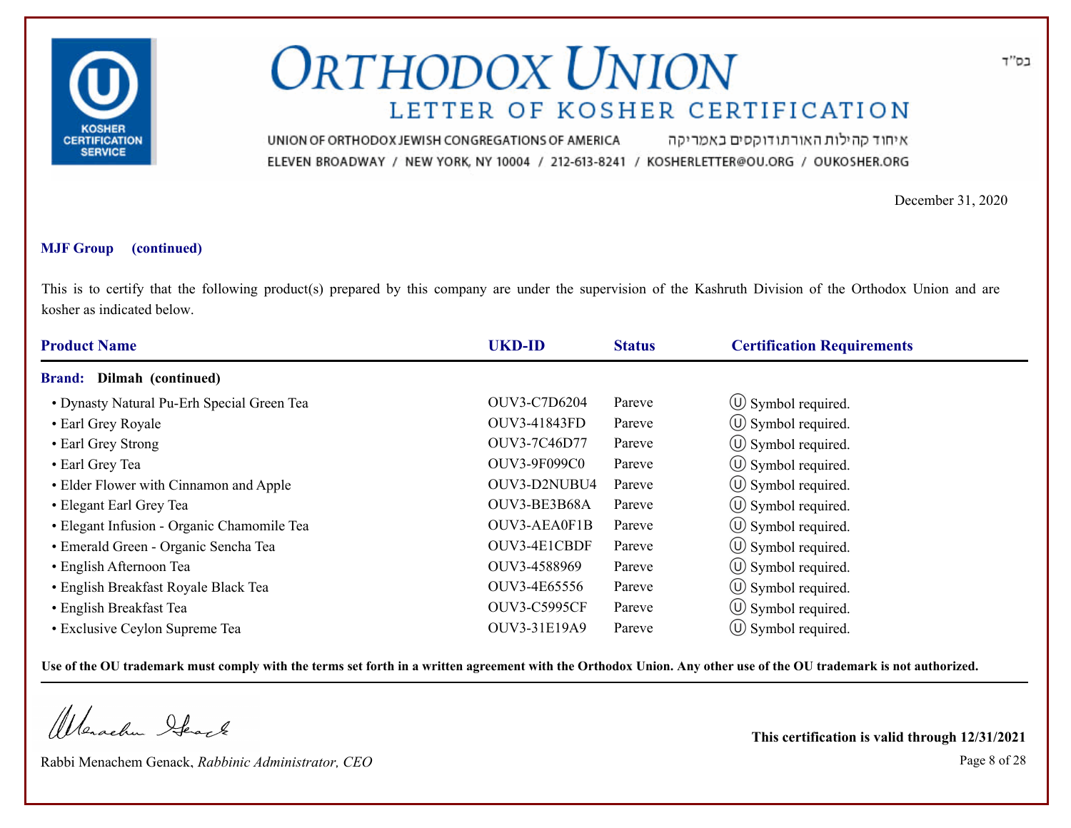# ORTHODOX UNION

## LETTER OF KOSHER CERTIFICATION

UNION OF ORTHODOX JEWISH CONGREGATIONS OF AMERICA איחוד קהילות האורתודוקסים באמריקה

ELEVEN BROADWAY / NEW YORK, NY 10004 / 212-613-8241 / KOSHERLETTER@OU.ORG / OUKOSHER.ORG

בס"ד

December 31, 2020

**MJF Group (continued)**

This is to certify that the following product(s) prepared by this company are under the supervision of the Kashruth Division of the Orthodox Union and are kosher as indicated below.

| Product Name | UKD-ID | Status | Certification Requirements |
|---|---|---|---|
| **Brand: Dilmah (continued)** | | | |
| • Dynasty Natural Pu-Erh Special Green Tea | OUV3-C7D6204 | Pareve | Ⓤ Symbol required. |
| • Earl Grey Royale | OUV3-41843FD | Pareve | Ⓤ Symbol required. |
| • Earl Grey Strong | OUV3-7C46D77 | Pareve | Ⓤ Symbol required. |
| • Earl Grey Tea | OUV3-9F099C0 | Pareve | Ⓤ Symbol required. |
| • Elder Flower with Cinnamon and Apple | OUV3-D2NUBU4 | Pareve | Ⓤ Symbol required. |
| • Elegant Earl Grey Tea | OUV3-BE3B68A | Pareve | Ⓤ Symbol required. |
| • Elegant Infusion - Organic Chamomile Tea | OUV3-AEA0F1B | Pareve | Ⓤ Symbol required. |
| • Emerald Green - Organic Sencha Tea | OUV3-4E1CBDF | Pareve | Ⓤ Symbol required. |
| • English Afternoon Tea | OUV3-4588969 | Pareve | Ⓤ Symbol required. |
| • English Breakfast Royale Black Tea | OUV3-4E65556 | Pareve | Ⓤ Symbol required. |
| • English Breakfast Tea | OUV3-C5995CF | Pareve | Ⓤ Symbol required. |
| • Exclusive Ceylon Supreme Tea | OUV3-31E19A9 | Pareve | Ⓤ Symbol required. |

**Use of the OU trademark must comply with the terms set forth in a written agreement with the Orthodox Union. Any other use of the OU trademark is not authorized.**

Rabbi Menachem Genack, *Rabbinic Administrator, CEO*

**This certification is valid through 12/31/2021**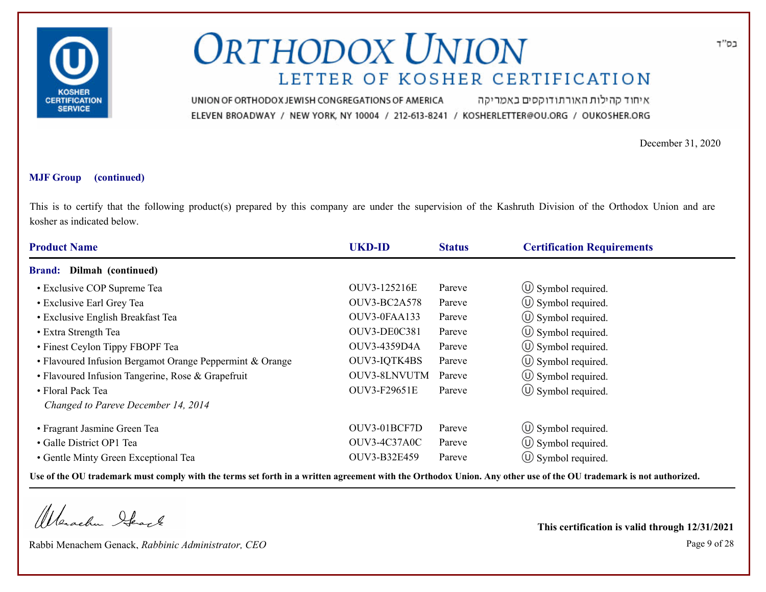# ORTHODOX UNION

## LETTER OF KOSHER CERTIFICATION

בס"ד

UNION OF ORTHODOX JEWISH CONGREGATIONS OF AMERICA איחוד קהילות האורתודוקסים באמריקה

ELEVEN BROADWAY / NEW YORK, NY 10004 / 212-613-8241 / KOSHERLETTER@OU.ORG / OUKOSHER.ORG

December 31, 2020

**MJF Group (continued)**

This is to certify that the following product(s) prepared by this company are under the supervision of the Kashruth Division of the Orthodox Union and are kosher as indicated below.

| Product Name | UKD-ID | Status | Certification Requirements |
|---|---|---|---|
| **Brand: Dilmah (continued)** | | | |
| • Exclusive COP Supreme Tea | OUV3-125216E | Pareve | Ⓤ Symbol required. |
| • Exclusive Earl Grey Tea | OUV3-BC2A578 | Pareve | Ⓤ Symbol required. |
| • Exclusive English Breakfast Tea | OUV3-0FAA133 | Pareve | Ⓤ Symbol required. |
| • Extra Strength Tea | OUV3-DE0C381 | Pareve | Ⓤ Symbol required. |
| • Finest Ceylon Tippy FBOPF Tea | OUV3-4359D4A | Pareve | Ⓤ Symbol required. |
| • Flavoured Infusion Bergamot Orange Peppermint & Orange | OUV3-IQTK4BS | Pareve | Ⓤ Symbol required. |
| • Flavoured Infusion Tangerine, Rose & Grapefruit | OUV3-8LNVUTM | Pareve | Ⓤ Symbol required. |
| • Floral Pack Tea<br>*Changed to Pareve December 14, 2014* | OUV3-F29651E | Pareve | Ⓤ Symbol required. |
| • Fragrant Jasmine Green Tea | OUV3-01BCF7D | Pareve | Ⓤ Symbol required. |
| • Galle District OP1 Tea | OUV3-4C37A0C | Pareve | Ⓤ Symbol required. |
| • Gentle Minty Green Exceptional Tea | OUV3-B32E459 | Pareve | Ⓤ Symbol required. |

**Use of the OU trademark must comply with the terms set forth in a written agreement with the Orthodox Union. Any other use of the OU trademark is not authorized.**

Rabbi Menachem Genack, *Rabbinic Administrator, CEO*

**This certification is valid through 12/31/2021**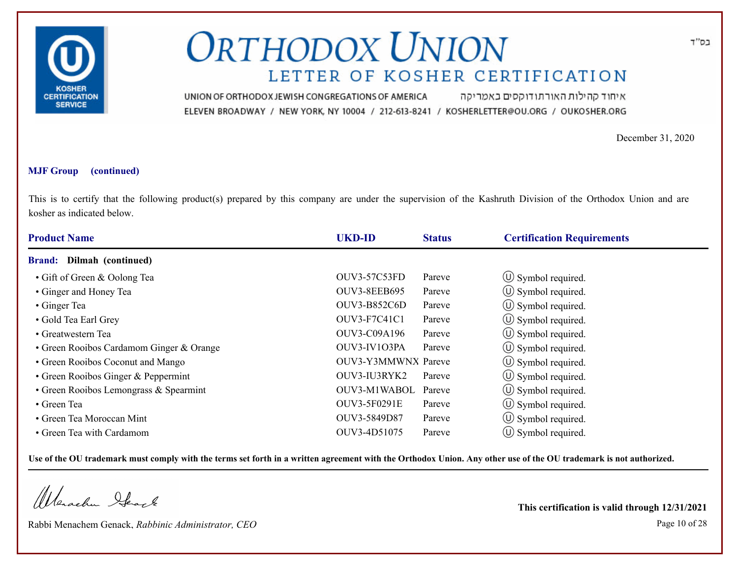# ORTHODOX UNION

## LETTER OF KOSHER CERTIFICATION

UNION OF ORTHODOX JEWISH CONGREGATIONS OF AMERICA איחוד קהילות האורתודוקסים באמריקה

ELEVEN BROADWAY / NEW YORK, NY 10004 / 212-613-8241 / KOSHERLETTER@OU.ORG / OUKOSHER.ORG

בס"ד

December 31, 2020

**MJF Group (continued)**

This is to certify that the following product(s) prepared by this company are under the supervision of the Kashruth Division of the Orthodox Union and are kosher as indicated below.

| Product Name | UKD-ID | Status | Certification Requirements |
|---|---|---|---|
| **Brand: Dilmah (continued)** | | | |
| • Gift of Green & Oolong Tea | OUV3-57C53FD | Pareve | Ⓤ Symbol required. |
| • Ginger and Honey Tea | OUV3-8EEB695 | Pareve | Ⓤ Symbol required. |
| • Ginger Tea | OUV3-B852C6D | Pareve | Ⓤ Symbol required. |
| • Gold Tea Earl Grey | OUV3-F7C41C1 | Pareve | Ⓤ Symbol required. |
| • Greatwestern Tea | OUV3-C09A196 | Pareve | Ⓤ Symbol required. |
| • Green Rooibos Cardamom Ginger & Orange | OUV3-IV1O3PA | Pareve | Ⓤ Symbol required. |
| • Green Rooibos Coconut and Mango | OUV3-Y3MMWNX | Pareve | Ⓤ Symbol required. |
| • Green Rooibos Ginger & Peppermint | OUV3-IU3RYK2 | Pareve | Ⓤ Symbol required. |
| • Green Rooibos Lemongrass & Spearmint | OUV3-M1WABOL | Pareve | Ⓤ Symbol required. |
| • Green Tea | OUV3-5F0291E | Pareve | Ⓤ Symbol required. |
| • Green Tea Moroccan Mint | OUV3-5849D87 | Pareve | Ⓤ Symbol required. |
| • Green Tea with Cardamom | OUV3-4D51075 | Pareve | Ⓤ Symbol required. |

**Use of the OU trademark must comply with the terms set forth in a written agreement with the Orthodox Union. Any other use of the OU trademark is not authorized.**

Rabbi Menachem Genack, *Rabbinic Administrator, CEO*

**This certification is valid through 12/31/2021**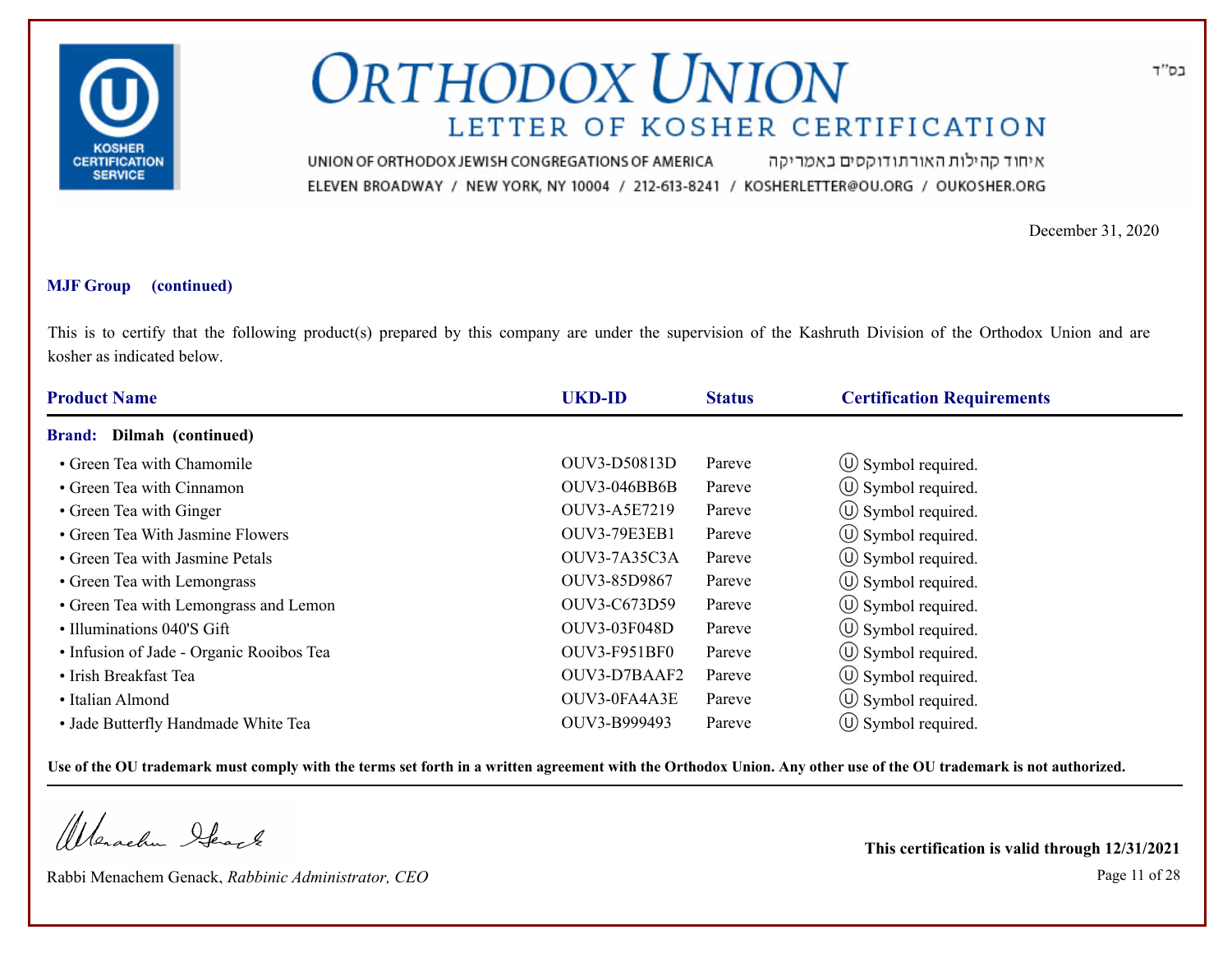בס"ד

# ORTHODOX UNION

## LETTER OF KOSHER CERTIFICATION

UNION OF ORTHODOX JEWISH CONGREGATIONS OF AMERICA איחוד קהילות האורתודוקסים באמריקה

ELEVEN BROADWAY / NEW YORK, NY 10004 / 212-613-8241 / KOSHERLETTER@OU.ORG / OUKOSHER.ORG

December 31, 2020

**MJF Group (continued)**

This is to certify that the following product(s) prepared by this company are under the supervision of the Kashruth Division of the Orthodox Union and are kosher as indicated below.

| Product Name | UKD-ID | Status | Certification Requirements |
|---|---|---|---|
| **Brand: Dilmah (continued)** | | | |
| • Green Tea with Chamomile | OUV3-D50813D | Pareve | Ⓤ Symbol required. |
| • Green Tea with Cinnamon | OUV3-046BB6B | Pareve | Ⓤ Symbol required. |
| • Green Tea with Ginger | OUV3-A5E7219 | Pareve | Ⓤ Symbol required. |
| • Green Tea With Jasmine Flowers | OUV3-79E3EB1 | Pareve | Ⓤ Symbol required. |
| • Green Tea with Jasmine Petals | OUV3-7A35C3A | Pareve | Ⓤ Symbol required. |
| • Green Tea with Lemongrass | OUV3-85D9867 | Pareve | Ⓤ Symbol required. |
| • Green Tea with Lemongrass and Lemon | OUV3-C673D59 | Pareve | Ⓤ Symbol required. |
| • Illuminations 040'S Gift | OUV3-03F048D | Pareve | Ⓤ Symbol required. |
| • Infusion of Jade - Organic Rooibos Tea | OUV3-F951BF0 | Pareve | Ⓤ Symbol required. |
| • Irish Breakfast Tea | OUV3-D7BAAF2 | Pareve | Ⓤ Symbol required. |
| • Italian Almond | OUV3-0FA4A3E | Pareve | Ⓤ Symbol required. |
| • Jade Butterfly Handmade White Tea | OUV3-B999493 | Pareve | Ⓤ Symbol required. |

**Use of the OU trademark must comply with the terms set forth in a written agreement with the Orthodox Union. Any other use of the OU trademark is not authorized.**

Rabbi Menachem Genack, *Rabbinic Administrator, CEO*

**This certification is valid through 12/31/2021**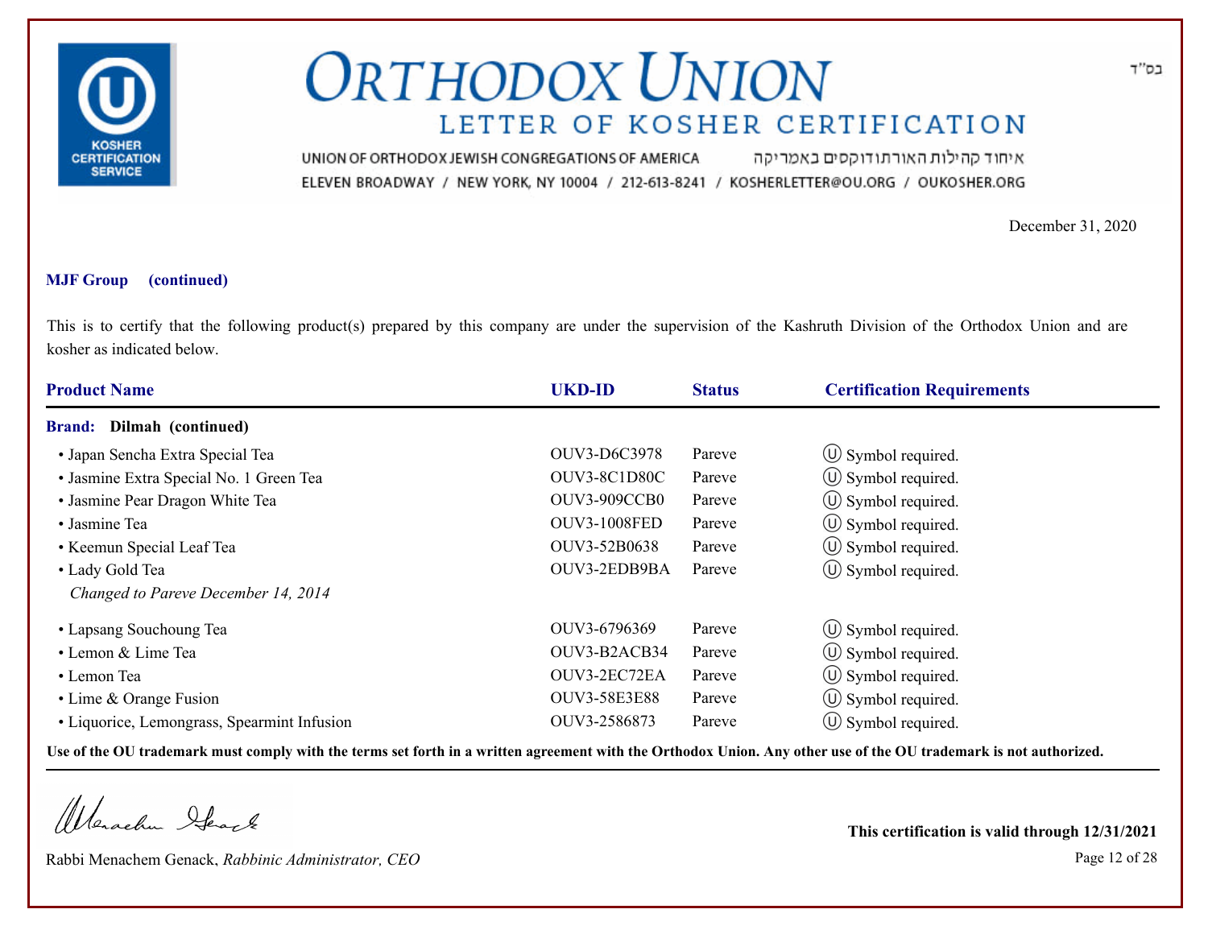# ORTHODOX UNION

## LETTER OF KOSHER CERTIFICATION

UNION OF ORTHODOX JEWISH CONGREGATIONS OF AMERICA איחוד קהילות האורתודוקסים באמריקה

ELEVEN BROADWAY / NEW YORK, NY 10004 / 212-613-8241 / KOSHERLETTER@OU.ORG / OUKOSHER.ORG

בס"ד

December 31, 2020

**MJF Group (continued)**

This is to certify that the following product(s) prepared by this company are under the supervision of the Kashruth Division of the Orthodox Union and are kosher as indicated below.

| Product Name | UKD-ID | Status | Certification Requirements |
|---|---|---|---|
| **Brand: Dilmah (continued)** | | | |
| • Japan Sencha Extra Special Tea | OUV3-D6C3978 | Pareve | Ⓤ Symbol required. |
| • Jasmine Extra Special No. 1 Green Tea | OUV3-8C1D80C | Pareve | Ⓤ Symbol required. |
| • Jasmine Pear Dragon White Tea | OUV3-909CCB0 | Pareve | Ⓤ Symbol required. |
| • Jasmine Tea | OUV3-1008FED | Pareve | Ⓤ Symbol required. |
| • Keemun Special Leaf Tea | OUV3-52B0638 | Pareve | Ⓤ Symbol required. |
| • Lady Gold Tea *Changed to Pareve December 14, 2014* | OUV3-2EDB9BA | Pareve | Ⓤ Symbol required. |
| • Lapsang Souchoung Tea | OUV3-6796369 | Pareve | Ⓤ Symbol required. |
| • Lemon & Lime Tea | OUV3-B2ACB34 | Pareve | Ⓤ Symbol required. |
| • Lemon Tea | OUV3-2EC72EA | Pareve | Ⓤ Symbol required. |
| • Lime & Orange Fusion | OUV3-58E3E88 | Pareve | Ⓤ Symbol required. |
| • Liquorice, Lemongrass, Spearmint Infusion | OUV3-2586873 | Pareve | Ⓤ Symbol required. |

**Use of the OU trademark must comply with the terms set forth in a written agreement with the Orthodox Union. Any other use of the OU trademark is not authorized.**

Rabbi Menachem Genack, *Rabbinic Administrator, CEO*

**This certification is valid through 12/31/2021**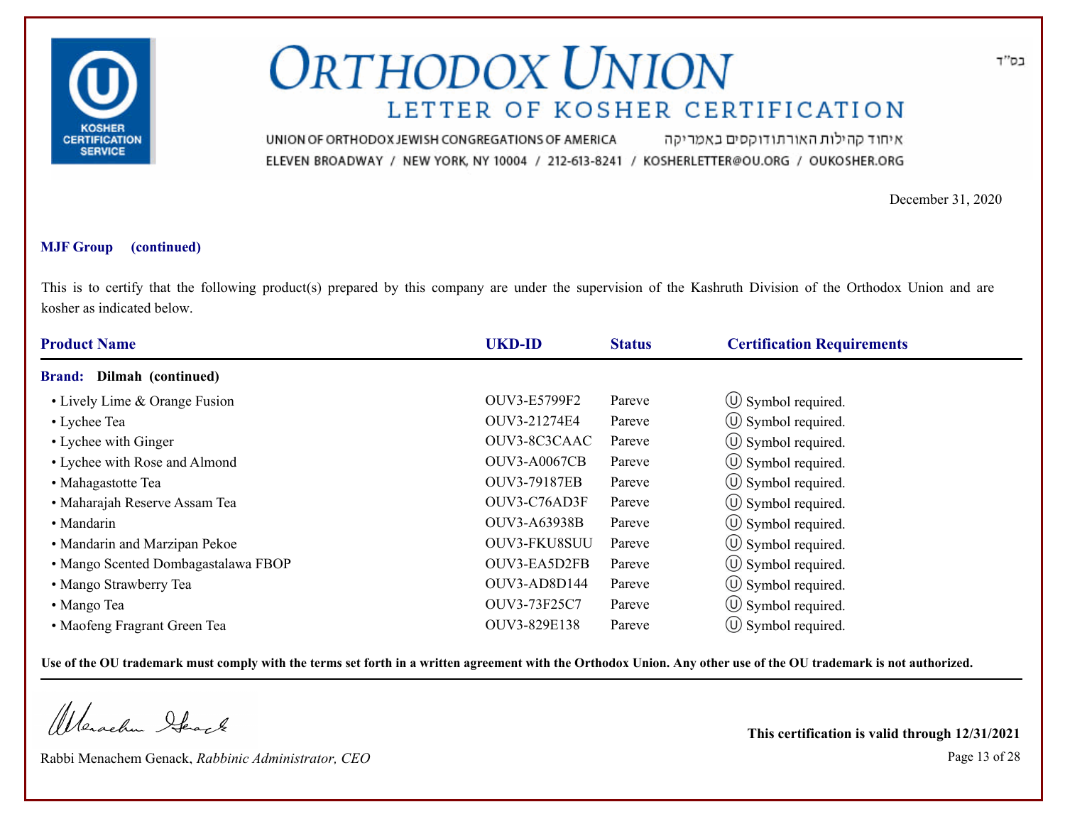# ORTHODOX UNION

## LETTER OF KOSHER CERTIFICATION

UNION OF ORTHODOX JEWISH CONGREGATIONS OF AMERICA איחוד קהילות האורתודוקסים באמריקה

ELEVEN BROADWAY / NEW YORK, NY 10004 / 212-613-8241 / KOSHERLETTER@OU.ORG / OUKOSHER.ORG

בס"ד

December 31, 2020

**MJF Group (continued)**

This is to certify that the following product(s) prepared by this company are under the supervision of the Kashruth Division of the Orthodox Union and are kosher as indicated below.

| Product Name | UKD-ID | Status | Certification Requirements |
|---|---|---|---|
| **Brand: Dilmah (continued)** | | | |
| • Lively Lime & Orange Fusion | OUV3-E5799F2 | Pareve | Ⓤ Symbol required. |
| • Lychee Tea | OUV3-21274E4 | Pareve | Ⓤ Symbol required. |
| • Lychee with Ginger | OUV3-8C3CAAC | Pareve | Ⓤ Symbol required. |
| • Lychee with Rose and Almond | OUV3-A0067CB | Pareve | Ⓤ Symbol required. |
| • Mahagastotte Tea | OUV3-79187EB | Pareve | Ⓤ Symbol required. |
| • Maharajah Reserve Assam Tea | OUV3-C76AD3F | Pareve | Ⓤ Symbol required. |
| • Mandarin | OUV3-A63938B | Pareve | Ⓤ Symbol required. |
| • Mandarin and Marzipan Pekoe | OUV3-FKU8SUU | Pareve | Ⓤ Symbol required. |
| • Mango Scented Dombagastalawa FBOP | OUV3-EA5D2FB | Pareve | Ⓤ Symbol required. |
| • Mango Strawberry Tea | OUV3-AD8D144 | Pareve | Ⓤ Symbol required. |
| • Mango Tea | OUV3-73F25C7 | Pareve | Ⓤ Symbol required. |
| • Maofeng Fragrant Green Tea | OUV3-829E138 | Pareve | Ⓤ Symbol required. |

**Use of the OU trademark must comply with the terms set forth in a written agreement with the Orthodox Union. Any other use of the OU trademark is not authorized.**

Rabbi Menachem Genack, *Rabbinic Administrator, CEO*

**This certification is valid through 12/31/2021**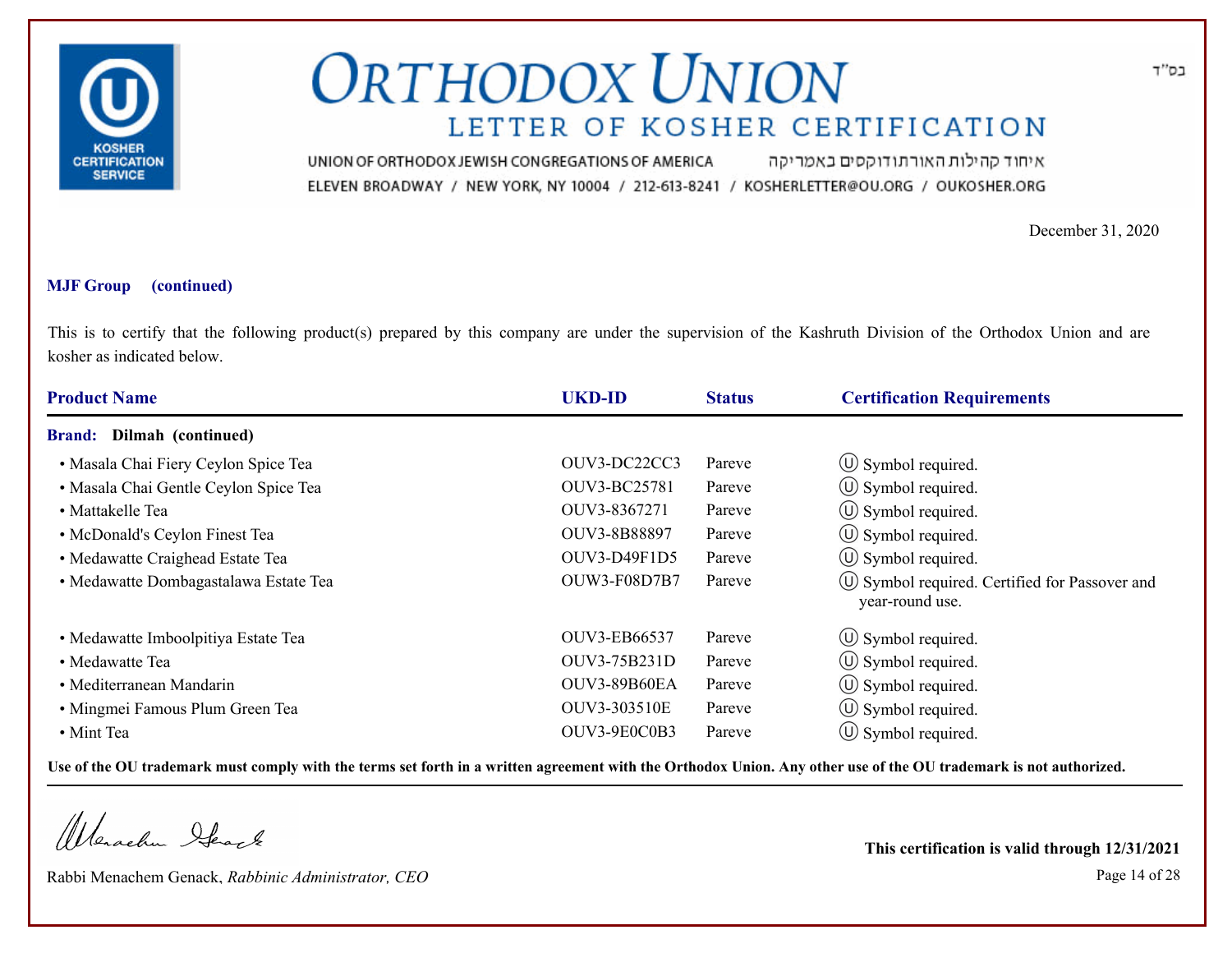# ORTHODOX UNION

## LETTER OF KOSHER CERTIFICATION

UNION OF ORTHODOX JEWISH CONGREGATIONS OF AMERICA איחוד קהילות האורתודוקסים באמריקה

ELEVEN BROADWAY / NEW YORK, NY 10004 / 212-613-8241 / KOSHERLETTER@OU.ORG / OUKOSHER.ORG

בס"ד

December 31, 2020

**MJF Group (continued)**

This is to certify that the following product(s) prepared by this company are under the supervision of the Kashruth Division of the Orthodox Union and are kosher as indicated below.

| Product Name | UKD-ID | Status | Certification Requirements |
|---|---|---|---|
| **Brand: Dilmah (continued)** | | | |
| • Masala Chai Fiery Ceylon Spice Tea | OUV3-DC22CC3 | Pareve | Ⓤ Symbol required. |
| • Masala Chai Gentle Ceylon Spice Tea | OUV3-BC25781 | Pareve | Ⓤ Symbol required. |
| • Mattakelle Tea | OUV3-8367271 | Pareve | Ⓤ Symbol required. |
| • McDonald's Ceylon Finest Tea | OUV3-8B88897 | Pareve | Ⓤ Symbol required. |
| • Medawatte Craighead Estate Tea | OUV3-D49F1D5 | Pareve | Ⓤ Symbol required. |
| • Medawatte Dombagastalawa Estate Tea | OUW3-F08D7B7 | Pareve | Ⓤ Symbol required. Certified for Passover and year-round use. |
| • Medawatte Imboolpitiya Estate Tea | OUV3-EB66537 | Pareve | Ⓤ Symbol required. |
| • Medawatte Tea | OUV3-75B231D | Pareve | Ⓤ Symbol required. |
| • Mediterranean Mandarin | OUV3-89B60EA | Pareve | Ⓤ Symbol required. |
| • Mingmei Famous Plum Green Tea | OUV3-303510E | Pareve | Ⓤ Symbol required. |
| • Mint Tea | OUV3-9E0C0B3 | Pareve | Ⓤ Symbol required. |

**Use of the OU trademark must comply with the terms set forth in a written agreement with the Orthodox Union. Any other use of the OU trademark is not authorized.**

Rabbi Menachem Genack, *Rabbinic Administrator, CEO*

**This certification is valid through 12/31/2021**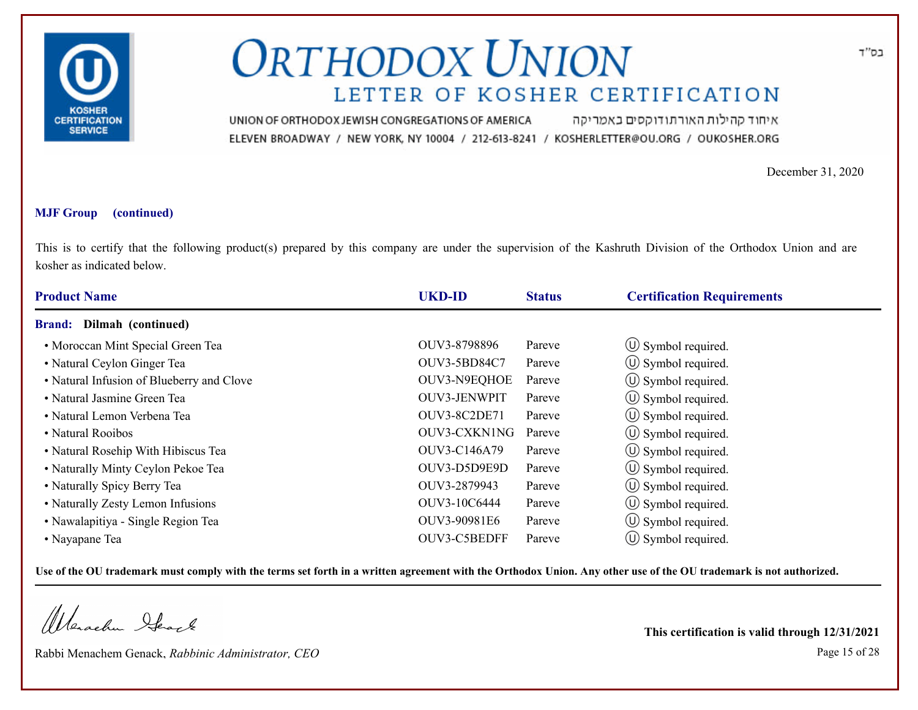בס"ד

# ORTHODOX UNION

## LETTER OF KOSHER CERTIFICATION

UNION OF ORTHODOX JEWISH CONGREGATIONS OF AMERICA איחוד קהילות האורתודוקסים באמריקה
ELEVEN BROADWAY / NEW YORK, NY 10004 / 212-613-8241 / KOSHERLETTER@OU.ORG / OUKOSHER.ORG

December 31, 2020

**MJF Group (continued)**

This is to certify that the following product(s) prepared by this company are under the supervision of the Kashruth Division of the Orthodox Union and are kosher as indicated below.

| Product Name | UKD-ID | Status | Certification Requirements |
|---|---|---|---|
| **Brand: Dilmah (continued)** | | | |
| • Moroccan Mint Special Green Tea | OUV3-8798896 | Pareve | Ⓤ Symbol required. |
| • Natural Ceylon Ginger Tea | OUV3-5BD84C7 | Pareve | Ⓤ Symbol required. |
| • Natural Infusion of Blueberry and Clove | OUV3-N9EQHOE | Pareve | Ⓤ Symbol required. |
| • Natural Jasmine Green Tea | OUV3-JENWPIT | Pareve | Ⓤ Symbol required. |
| • Natural Lemon Verbena Tea | OUV3-8C2DE71 | Pareve | Ⓤ Symbol required. |
| • Natural Rooibos | OUV3-CXKN1NG | Pareve | Ⓤ Symbol required. |
| • Natural Rosehip With Hibiscus Tea | OUV3-C146A79 | Pareve | Ⓤ Symbol required. |
| • Naturally Minty Ceylon Pekoe Tea | OUV3-D5D9E9D | Pareve | Ⓤ Symbol required. |
| • Naturally Spicy Berry Tea | OUV3-2879943 | Pareve | Ⓤ Symbol required. |
| • Naturally Zesty Lemon Infusions | OUV3-10C6444 | Pareve | Ⓤ Symbol required. |
| • Nawalapitiya - Single Region Tea | OUV3-90981E6 | Pareve | Ⓤ Symbol required. |
| • Nayapane Tea | OUV3-C5BEDFF | Pareve | Ⓤ Symbol required. |

**Use of the OU trademark must comply with the terms set forth in a written agreement with the Orthodox Union. Any other use of the OU trademark is not authorized.**

Rabbi Menachem Genack, *Rabbinic Administrator, CEO*

**This certification is valid through 12/31/2021**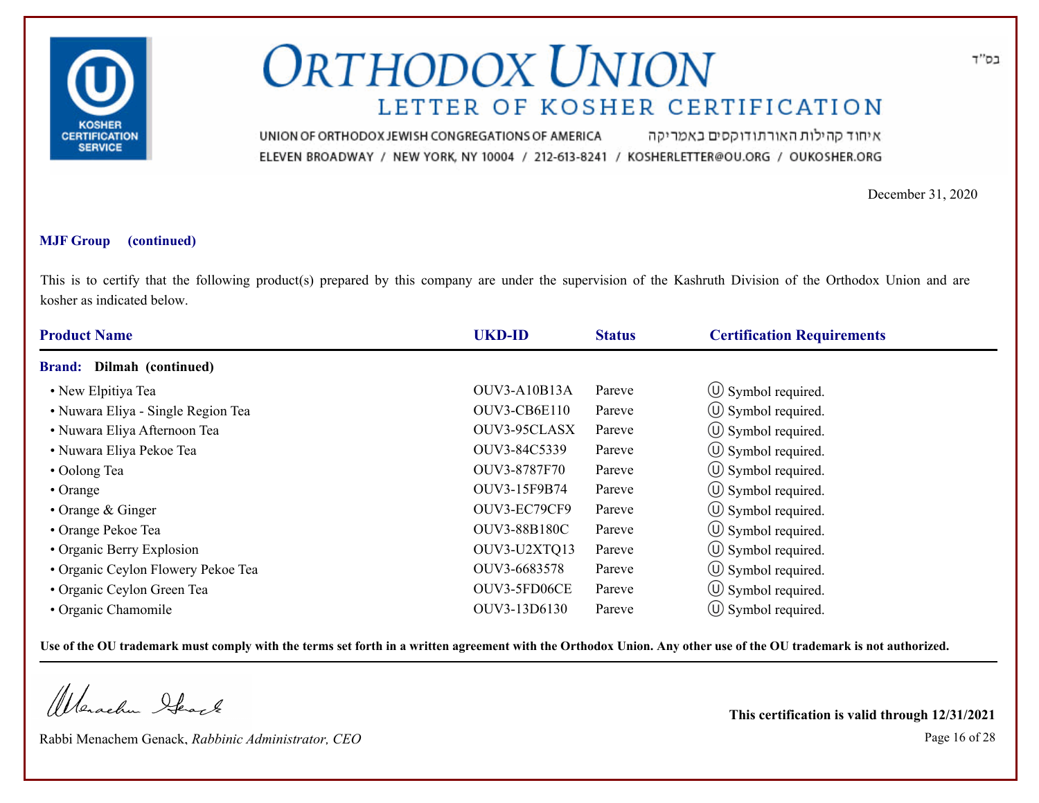# ORTHODOX UNION

## LETTER OF KOSHER CERTIFICATION

UNION OF ORTHODOX JEWISH CONGREGATIONS OF AMERICA איחוד קהילות האורתודוקסים באמריקה
ELEVEN BROADWAY / NEW YORK, NY 10004 / 212-613-8241 / KOSHERLETTER@OU.ORG / OUKOSHER.ORG

בס"ד

December 31, 2020

**MJF Group (continued)**

This is to certify that the following product(s) prepared by this company are under the supervision of the Kashruth Division of the Orthodox Union and are kosher as indicated below.

| Product Name | UKD-ID | Status | Certification Requirements |
|---|---|---|---|
| **Brand: Dilmah (continued)** | | | |
| • New Elpitiya Tea | OUV3-A10B13A | Pareve | Ⓤ Symbol required. |
| • Nuwara Eliya - Single Region Tea | OUV3-CB6E110 | Pareve | Ⓤ Symbol required. |
| • Nuwara Eliya Afternoon Tea | OUV3-95CLASX | Pareve | Ⓤ Symbol required. |
| • Nuwara Eliya Pekoe Tea | OUV3-84C5339 | Pareve | Ⓤ Symbol required. |
| • Oolong Tea | OUV3-8787F70 | Pareve | Ⓤ Symbol required. |
| • Orange | OUV3-15F9B74 | Pareve | Ⓤ Symbol required. |
| • Orange & Ginger | OUV3-EC79CF9 | Pareve | Ⓤ Symbol required. |
| • Orange Pekoe Tea | OUV3-88B180C | Pareve | Ⓤ Symbol required. |
| • Organic Berry Explosion | OUV3-U2XTQ13 | Pareve | Ⓤ Symbol required. |
| • Organic Ceylon Flowery Pekoe Tea | OUV3-6683578 | Pareve | Ⓤ Symbol required. |
| • Organic Ceylon Green Tea | OUV3-5FD06CE | Pareve | Ⓤ Symbol required. |
| • Organic Chamomile | OUV3-13D6130 | Pareve | Ⓤ Symbol required. |

**Use of the OU trademark must comply with the terms set forth in a written agreement with the Orthodox Union. Any other use of the OU trademark is not authorized.**

Rabbi Menachem Genack, *Rabbinic Administrator, CEO*

**This certification is valid through 12/31/2021**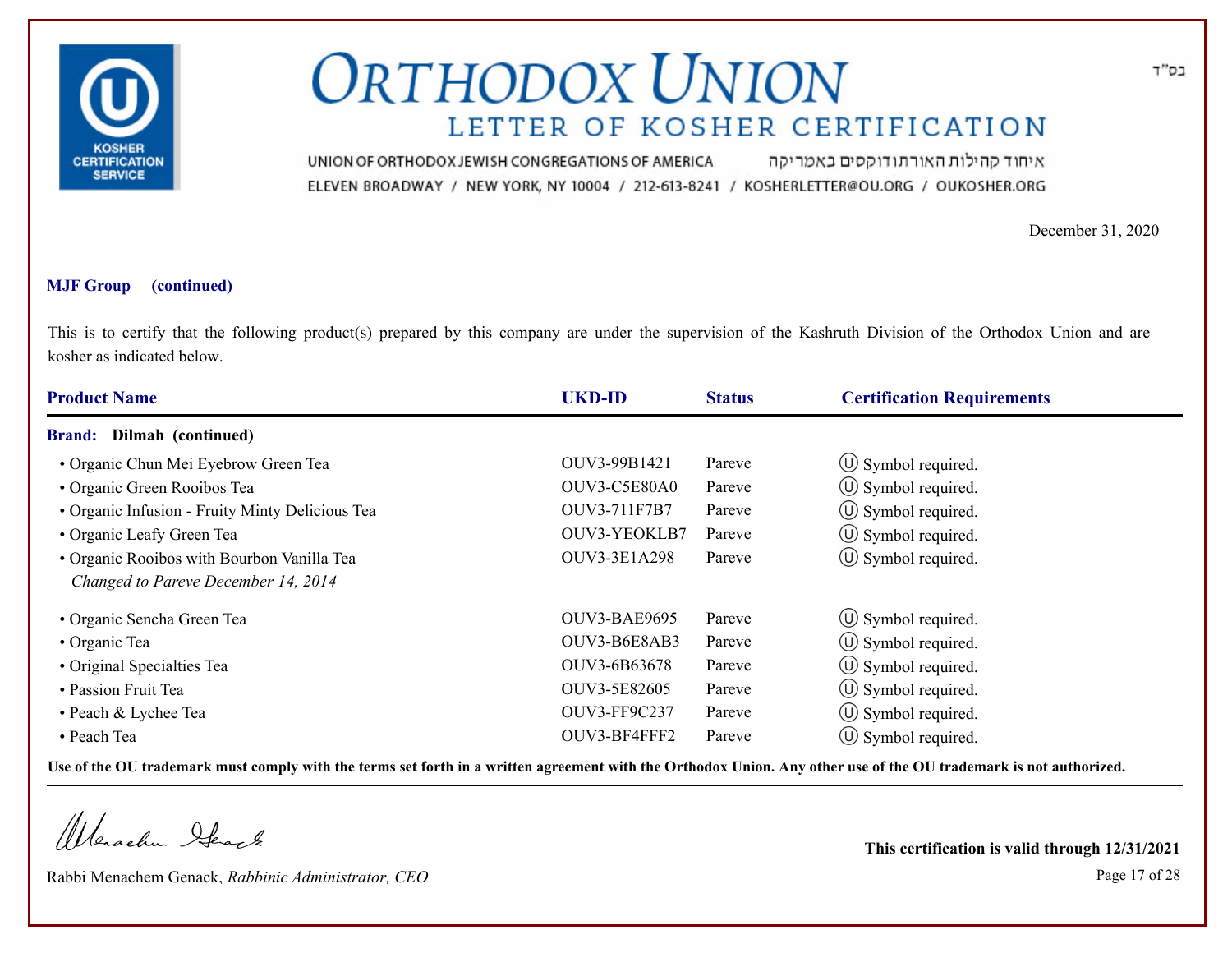# ORTHODOX UNION

## LETTER OF KOSHER CERTIFICATION

UNION OF ORTHODOX JEWISH CONGREGATIONS OF AMERICA איחוד קהילות האורתודוקסים באמריקה

ELEVEN BROADWAY / NEW YORK, NY 10004 / 212-613-8241 / KOSHERLETTER@OU.ORG / OUKOSHER.ORG

בס"ד

December 31, 2020

**MJF Group (continued)**

This is to certify that the following product(s) prepared by this company are under the supervision of the Kashruth Division of the Orthodox Union and are kosher as indicated below.

| Product Name | UKD-ID | Status | Certification Requirements |
|---|---|---|---|
| **Brand: Dilmah (continued)** | | | |
| • Organic Chun Mei Eyebrow Green Tea | OUV3-99B1421 | Pareve | Ⓤ Symbol required. |
| • Organic Green Rooibos Tea | OUV3-C5E80A0 | Pareve | Ⓤ Symbol required. |
| • Organic Infusion - Fruity Minty Delicious Tea | OUV3-711F7B7 | Pareve | Ⓤ Symbol required. |
| • Organic Leafy Green Tea | OUV3-YEOKLB7 | Pareve | Ⓤ Symbol required. |
| • Organic Rooibos with Bourbon Vanilla Tea *Changed to Pareve December 14, 2014* | OUV3-3E1A298 | Pareve | Ⓤ Symbol required. |
| • Organic Sencha Green Tea | OUV3-BAE9695 | Pareve | Ⓤ Symbol required. |
| • Organic Tea | OUV3-B6E8AB3 | Pareve | Ⓤ Symbol required. |
| • Original Specialties Tea | OUV3-6B63678 | Pareve | Ⓤ Symbol required. |
| • Passion Fruit Tea | OUV3-5E82605 | Pareve | Ⓤ Symbol required. |
| • Peach & Lychee Tea | OUV3-FF9C237 | Pareve | Ⓤ Symbol required. |
| • Peach Tea | OUV3-BF4FFF2 | Pareve | Ⓤ Symbol required. |

**Use of the OU trademark must comply with the terms set forth in a written agreement with the Orthodox Union. Any other use of the OU trademark is not authorized.**

Rabbi Menachem Genack, *Rabbinic Administrator, CEO*

**This certification is valid through 12/31/2021**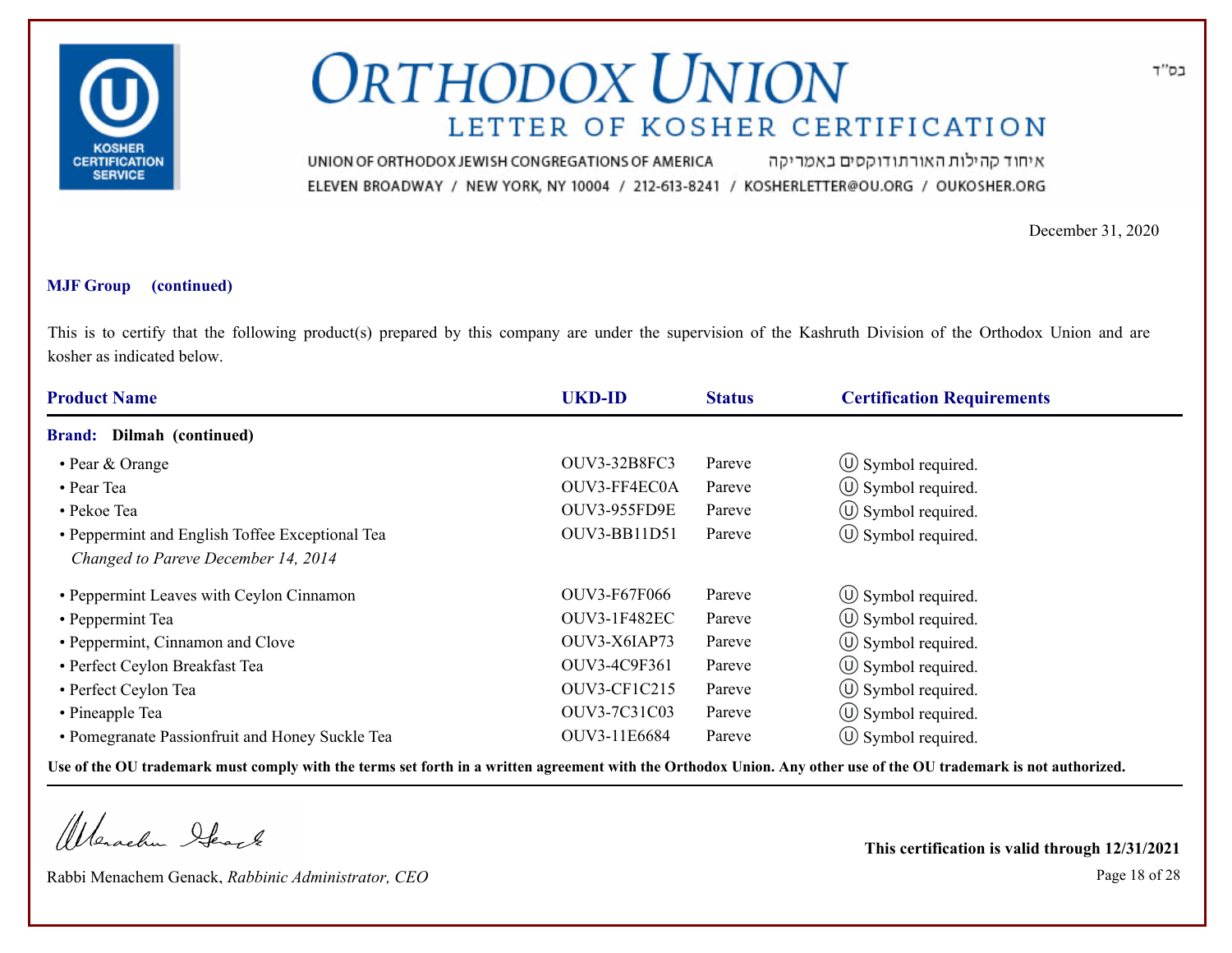בס"ד

# Orthodox Union

## Letter of Kosher Certification

UNION OF ORTHODOX JEWISH CONGREGATIONS OF AMERICA איחוד קהילות האורתודוקסים באמריקה

ELEVEN BROADWAY / NEW YORK, NY 10004 / 212-613-8241 / KOSHERLETTER@OU.ORG / OUKOSHER.ORG

December 31, 2020

**MJF Group (continued)**

This is to certify that the following product(s) prepared by this company are under the supervision of the Kashruth Division of the Orthodox Union and are kosher as indicated below.

| Product Name | UKD-ID | Status | Certification Requirements |
|---|---|---|---|
| **Brand: Dilmah (continued)** | | | |
| • Pear & Orange | OUV3-32B8FC3 | Pareve | Ⓤ Symbol required. |
| • Pear Tea | OUV3-FF4EC0A | Pareve | Ⓤ Symbol required. |
| • Pekoe Tea | OUV3-955FD9E | Pareve | Ⓤ Symbol required. |
| • Peppermint and English Toffee Exceptional Tea *Changed to Pareve December 14, 2014* | OUV3-BB11D51 | Pareve | Ⓤ Symbol required. |
| • Peppermint Leaves with Ceylon Cinnamon | OUV3-F67F066 | Pareve | Ⓤ Symbol required. |
| • Peppermint Tea | OUV3-1F482EC | Pareve | Ⓤ Symbol required. |
| • Peppermint, Cinnamon and Clove | OUV3-X6IAP73 | Pareve | Ⓤ Symbol required. |
| • Perfect Ceylon Breakfast Tea | OUV3-4C9F361 | Pareve | Ⓤ Symbol required. |
| • Perfect Ceylon Tea | OUV3-CF1C215 | Pareve | Ⓤ Symbol required. |
| • Pineapple Tea | OUV3-7C31C03 | Pareve | Ⓤ Symbol required. |
| • Pomegranate Passionfruit and Honey Suckle Tea | OUV3-11E6684 | Pareve | Ⓤ Symbol required. |

**Use of the OU trademark must comply with the terms set forth in a written agreement with the Orthodox Union. Any other use of the OU trademark is not authorized.**

Rabbi Menachem Genack, *Rabbinic Administrator, CEO*

**This certification is valid through 12/31/2021**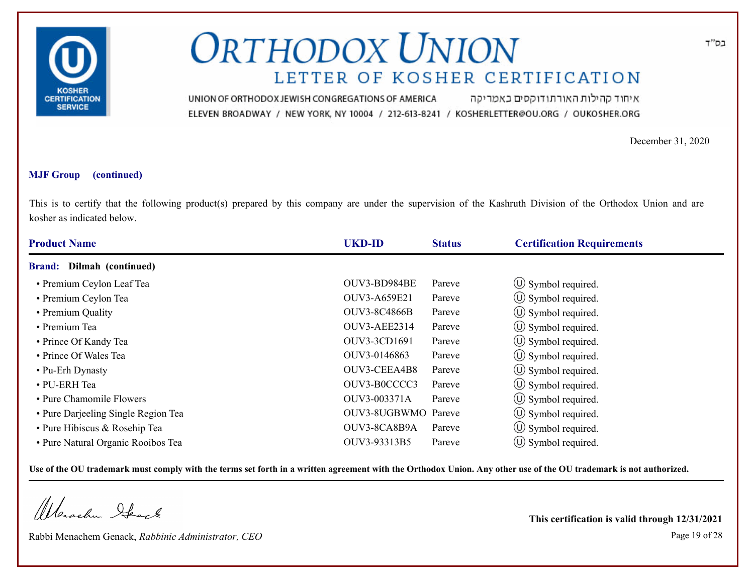# ORTHODOX UNION

## LETTER OF KOSHER CERTIFICATION

UNION OF ORTHODOX JEWISH CONGREGATIONS OF AMERICA איחוד קהילות האורתודוקסים באמריקה

ELEVEN BROADWAY / NEW YORK, NY 10004 / 212-613-8241 / KOSHERLETTER@OU.ORG / OUKOSHER.ORG

בס"ד

December 31, 2020

**MJF Group (continued)**

This is to certify that the following product(s) prepared by this company are under the supervision of the Kashruth Division of the Orthodox Union and are kosher as indicated below.

| Product Name | UKD-ID | Status | Certification Requirements |
|---|---|---|---|
| **Brand: Dilmah (continued)** | | | |
| • Premium Ceylon Leaf Tea | OUV3-BD984BE | Pareve | Ⓤ Symbol required. |
| • Premium Ceylon Tea | OUV3-A659E21 | Pareve | Ⓤ Symbol required. |
| • Premium Quality | OUV3-8C4866B | Pareve | Ⓤ Symbol required. |
| • Premium Tea | OUV3-AEE2314 | Pareve | Ⓤ Symbol required. |
| • Prince Of Kandy Tea | OUV3-3CD1691 | Pareve | Ⓤ Symbol required. |
| • Prince Of Wales Tea | OUV3-0146863 | Pareve | Ⓤ Symbol required. |
| • Pu-Erh Dynasty | OUV3-CEEA4B8 | Pareve | Ⓤ Symbol required. |
| • PU-ERH Tea | OUV3-B0CCCC3 | Pareve | Ⓤ Symbol required. |
| • Pure Chamomile Flowers | OUV3-003371A | Pareve | Ⓤ Symbol required. |
| • Pure Darjeeling Single Region Tea | OUV3-8UGBWMO | Pareve | Ⓤ Symbol required. |
| • Pure Hibiscus & Rosehip Tea | OUV3-8CA8B9A | Pareve | Ⓤ Symbol required. |
| • Pure Natural Organic Rooibos Tea | OUV3-93313B5 | Pareve | Ⓤ Symbol required. |

**Use of the OU trademark must comply with the terms set forth in a written agreement with the Orthodox Union. Any other use of the OU trademark is not authorized.**

Rabbi Menachem Genack, *Rabbinic Administrator, CEO*

**This certification is valid through 12/31/2021**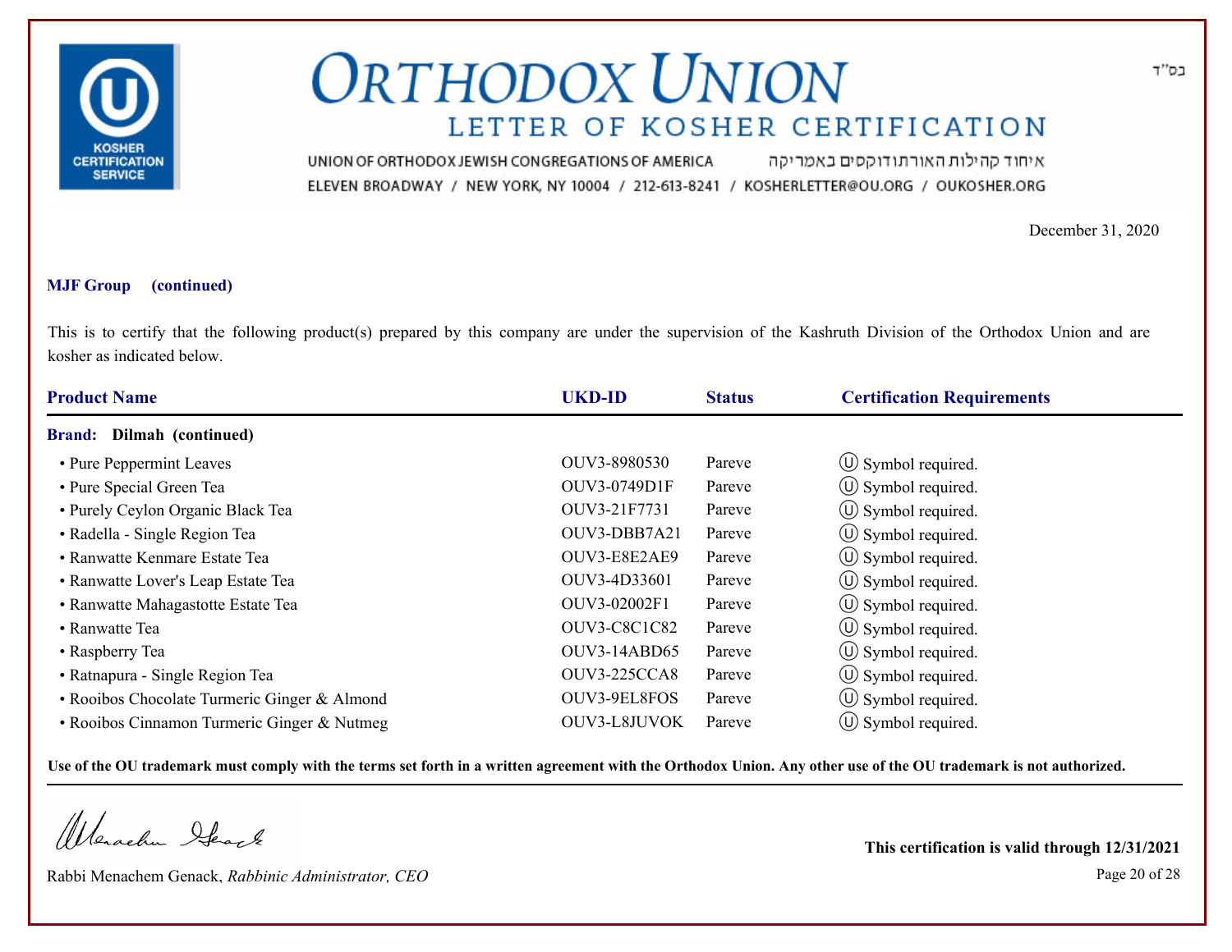# ORTHODOX UNION

## LETTER OF KOSHER CERTIFICATION

UNION OF ORTHODOX JEWISH CONGREGATIONS OF AMERICA איחוד קהילות האורתודוקסים באמריקה

ELEVEN BROADWAY / NEW YORK, NY 10004 / 212-613-8241 / KOSHERLETTER@OU.ORG / OUKOSHER.ORG

בס"ד

December 31, 2020

**MJF Group (continued)**

This is to certify that the following product(s) prepared by this company are under the supervision of the Kashruth Division of the Orthodox Union and are kosher as indicated below.

| Product Name | UKD-ID | Status | Certification Requirements |
|---|---|---|---|
| **Brand: Dilmah (continued)** | | | |
| • Pure Peppermint Leaves | OUV3-8980530 | Pareve | Ⓤ Symbol required. |
| • Pure Special Green Tea | OUV3-0749D1F | Pareve | Ⓤ Symbol required. |
| • Purely Ceylon Organic Black Tea | OUV3-21F7731 | Pareve | Ⓤ Symbol required. |
| • Radella - Single Region Tea | OUV3-DBB7A21 | Pareve | Ⓤ Symbol required. |
| • Ranwatte Kenmare Estate Tea | OUV3-E8E2AE9 | Pareve | Ⓤ Symbol required. |
| • Ranwatte Lover's Leap Estate Tea | OUV3-4D33601 | Pareve | Ⓤ Symbol required. |
| • Ranwatte Mahagastotte Estate Tea | OUV3-02002F1 | Pareve | Ⓤ Symbol required. |
| • Ranwatte Tea | OUV3-C8C1C82 | Pareve | Ⓤ Symbol required. |
| • Raspberry Tea | OUV3-14ABD65 | Pareve | Ⓤ Symbol required. |
| • Ratnapura - Single Region Tea | OUV3-225CCA8 | Pareve | Ⓤ Symbol required. |
| • Rooibos Chocolate Turmeric Ginger & Almond | OUV3-9EL8FOS | Pareve | Ⓤ Symbol required. |
| • Rooibos Cinnamon Turmeric Ginger & Nutmeg | OUV3-L8JUVOK | Pareve | Ⓤ Symbol required. |

**Use of the OU trademark must comply with the terms set forth in a written agreement with the Orthodox Union. Any other use of the OU trademark is not authorized.**

Rabbi Menachem Genack, *Rabbinic Administrator, CEO*

**This certification is valid through 12/31/2021**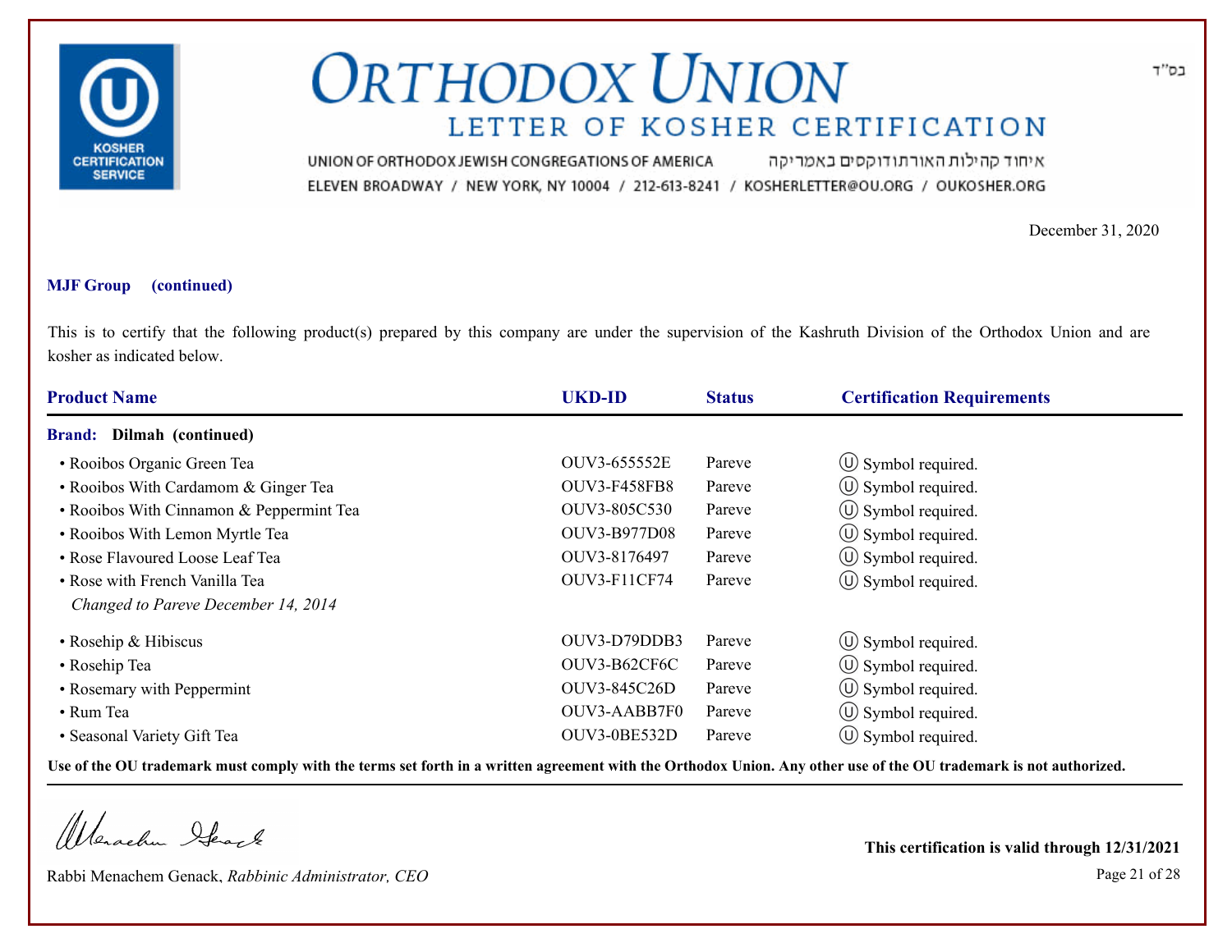# ORTHODOX UNION

## LETTER OF KOSHER CERTIFICATION

UNION OF ORTHODOX JEWISH CONGREGATIONS OF AMERICA איחוד קהילות האורתודוקסים באמריקה

ELEVEN BROADWAY / NEW YORK, NY 10004 / 212-613-8241 / KOSHERLETTER@OU.ORG / OUKOSHER.ORG

בס"ד

December 31, 2020

**MJF Group (continued)**

This is to certify that the following product(s) prepared by this company are under the supervision of the Kashruth Division of the Orthodox Union and are kosher as indicated below.

| Product Name | UKD-ID | Status | Certification Requirements |
|---|---|---|---|
| **Brand: Dilmah (continued)** | | | |
| • Rooibos Organic Green Tea | OUV3-655552E | Pareve | Ⓤ Symbol required. |
| • Rooibos With Cardamom & Ginger Tea | OUV3-F458FB8 | Pareve | Ⓤ Symbol required. |
| • Rooibos With Cinnamon & Peppermint Tea | OUV3-805C530 | Pareve | Ⓤ Symbol required. |
| • Rooibos With Lemon Myrtle Tea | OUV3-B977D08 | Pareve | Ⓤ Symbol required. |
| • Rose Flavoured Loose Leaf Tea | OUV3-8176497 | Pareve | Ⓤ Symbol required. |
| • Rose with French Vanilla Tea<br>*Changed to Pareve December 14, 2014* | OUV3-F11CF74 | Pareve | Ⓤ Symbol required. |
| • Rosehip & Hibiscus | OUV3-D79DDB3 | Pareve | Ⓤ Symbol required. |
| • Rosehip Tea | OUV3-B62CF6C | Pareve | Ⓤ Symbol required. |
| • Rosemary with Peppermint | OUV3-845C26D | Pareve | Ⓤ Symbol required. |
| • Rum Tea | OUV3-AABB7F0 | Pareve | Ⓤ Symbol required. |
| • Seasonal Variety Gift Tea | OUV3-0BE532D | Pareve | Ⓤ Symbol required. |

**Use of the OU trademark must comply with the terms set forth in a written agreement with the Orthodox Union. Any other use of the OU trademark is not authorized.**

Rabbi Menachem Genack, *Rabbinic Administrator, CEO*

**This certification is valid through 12/31/2021**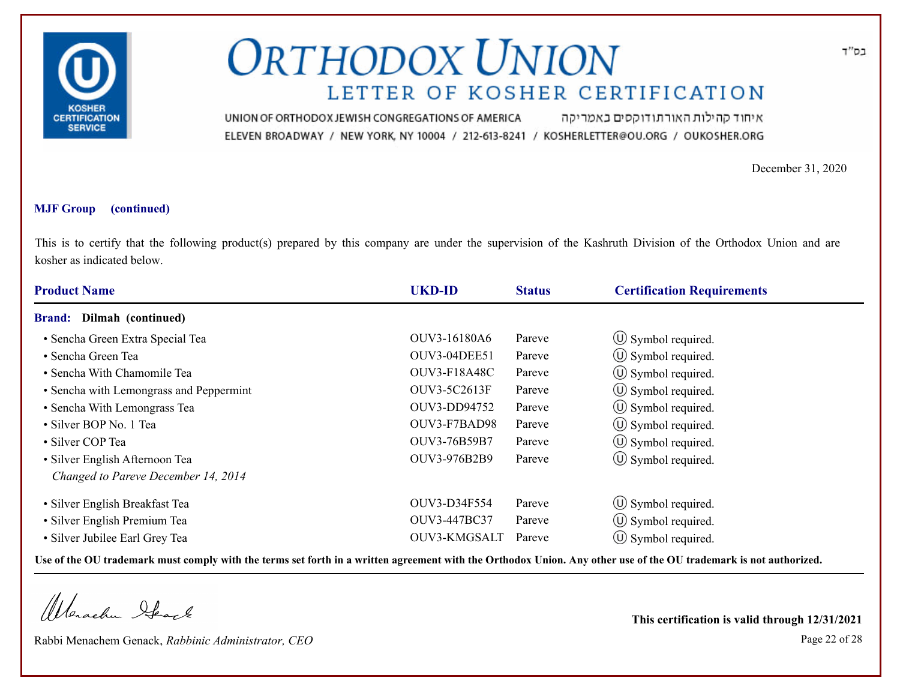בס"ד

# ORTHODOX UNION

## LETTER OF KOSHER CERTIFICATION

UNION OF ORTHODOX JEWISH CONGREGATIONS OF AMERICA איחוד קהילות האורתודוקסים באמריקה

ELEVEN BROADWAY / NEW YORK, NY 10004 / 212-613-8241 / KOSHERLETTER@OU.ORG / OUKOSHER.ORG

December 31, 2020

**MJF Group (continued)**

This is to certify that the following product(s) prepared by this company are under the supervision of the Kashruth Division of the Orthodox Union and are kosher as indicated below.

| Product Name | UKD-ID | Status | Certification Requirements |
|---|---|---|---|
| **Brand: Dilmah (continued)** | | | |
| • Sencha Green Extra Special Tea | OUV3-16180A6 | Pareve | Ⓤ Symbol required. |
| • Sencha Green Tea | OUV3-04DEE51 | Pareve | Ⓤ Symbol required. |
| • Sencha With Chamomile Tea | OUV3-F18A48C | Pareve | Ⓤ Symbol required. |
| • Sencha with Lemongrass and Peppermint | OUV3-5C2613F | Pareve | Ⓤ Symbol required. |
| • Sencha With Lemongrass Tea | OUV3-DD94752 | Pareve | Ⓤ Symbol required. |
| • Silver BOP No. 1 Tea | OUV3-F7BAD98 | Pareve | Ⓤ Symbol required. |
| • Silver COP Tea | OUV3-76B59B7 | Pareve | Ⓤ Symbol required. |
| • Silver English Afternoon Tea *Changed to Pareve December 14, 2014* | OUV3-976B2B9 | Pareve | Ⓤ Symbol required. |
| • Silver English Breakfast Tea | OUV3-D34F554 | Pareve | Ⓤ Symbol required. |
| • Silver English Premium Tea | OUV3-447BC37 | Pareve | Ⓤ Symbol required. |
| • Silver Jubilee Earl Grey Tea | OUV3-KMGSALT | Pareve | Ⓤ Symbol required. |

**Use of the OU trademark must comply with the terms set forth in a written agreement with the Orthodox Union. Any other use of the OU trademark is not authorized.**

Rabbi Menachem Genack, *Rabbinic Administrator, CEO*

**This certification is valid through 12/31/2021**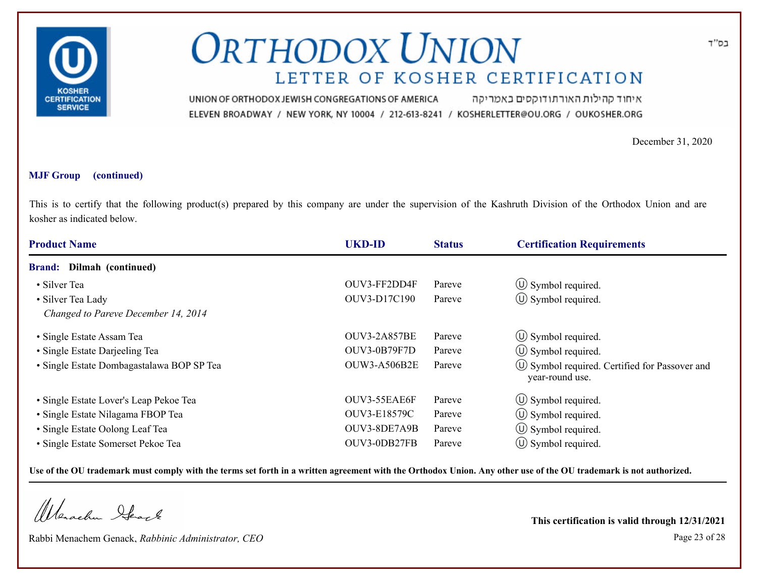בס"ד

# ORTHODOX UNION

## LETTER OF KOSHER CERTIFICATION

UNION OF ORTHODOX JEWISH CONGREGATIONS OF AMERICA איחוד קהילות האורתודוקסים באמריקה

ELEVEN BROADWAY / NEW YORK, NY 10004 / 212-613-8241 / KOSHERLETTER@OU.ORG / OUKOSHER.ORG

December 31, 2020

**MJF Group (continued)**

This is to certify that the following product(s) prepared by this company are under the supervision of the Kashruth Division of the Orthodox Union and are kosher as indicated below.

| Product Name | UKD-ID | Status | Certification Requirements |
|---|---|---|---|
| **Brand: Dilmah (continued)** | | | |
| • Silver Tea | OUV3-FF2DD4F | Pareve | Ⓤ Symbol required. |
| • Silver Tea Lady *Changed to Pareve December 14, 2014* | OUV3-D17C190 | Pareve | Ⓤ Symbol required. |
| • Single Estate Assam Tea | OUV3-2A857BE | Pareve | Ⓤ Symbol required. |
| • Single Estate Darjeeling Tea | OUV3-0B79F7D | Pareve | Ⓤ Symbol required. |
| • Single Estate Dombagastalawa BOP SP Tea | OUW3-A506B2E | Pareve | Ⓤ Symbol required. Certified for Passover and year-round use. |
| • Single Estate Lover's Leap Pekoe Tea | OUV3-55EAE6F | Pareve | Ⓤ Symbol required. |
| • Single Estate Nilagama FBOP Tea | OUV3-E18579C | Pareve | Ⓤ Symbol required. |
| • Single Estate Oolong Leaf Tea | OUV3-8DE7A9B | Pareve | Ⓤ Symbol required. |
| • Single Estate Somerset Pekoe Tea | OUV3-0DB27FB | Pareve | Ⓤ Symbol required. |

**Use of the OU trademark must comply with the terms set forth in a written agreement with the Orthodox Union. Any other use of the OU trademark is not authorized.**

Rabbi Menachem Genack, *Rabbinic Administrator, CEO*

**This certification is valid through 12/31/2021**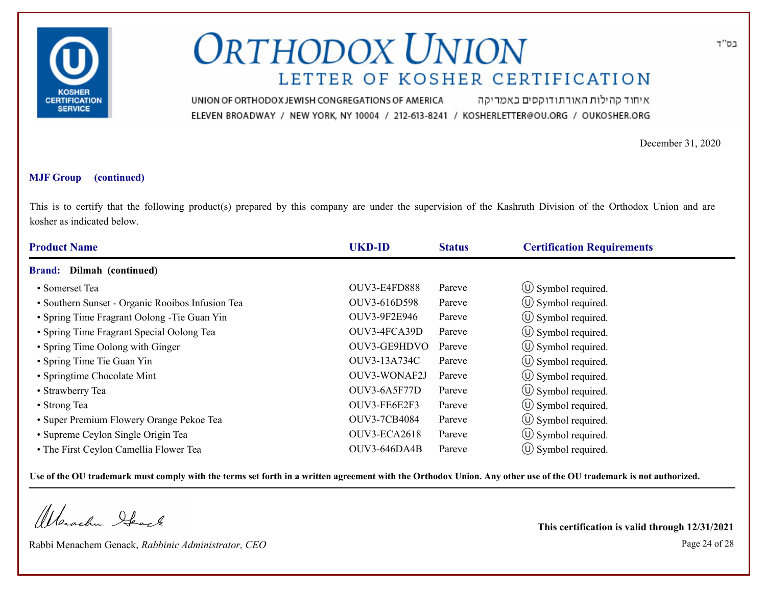# ORTHODOX UNION

## LETTER OF KOSHER CERTIFICATION

UNION OF ORTHODOX JEWISH CONGREGATIONS OF AMERICA איחוד קהילות האורתודוקסים באמריקה

ELEVEN BROADWAY / NEW YORK, NY 10004 / 212-613-8241 / KOSHERLETTER@OU.ORG / OUKOSHER.ORG

בס"ד

December 31, 2020

**MJF Group (continued)**

This is to certify that the following product(s) prepared by this company are under the supervision of the Kashruth Division of the Orthodox Union and are kosher as indicated below.

| Product Name | UKD-ID | Status | Certification Requirements |
|---|---|---|---|
| **Brand: Dilmah (continued)** | | | |
| • Somerset Tea | OUV3-E4FD888 | Pareve | Ⓤ Symbol required. |
| • Southern Sunset - Organic Rooibos Infusion Tea | OUV3-616D598 | Pareve | Ⓤ Symbol required. |
| • Spring Time Fragrant Oolong -Tie Guan Yin | OUV3-9F2E946 | Pareve | Ⓤ Symbol required. |
| • Spring Time Fragrant Special Oolong Tea | OUV3-4FCA39D | Pareve | Ⓤ Symbol required. |
| • Spring Time Oolong with Ginger | OUV3-GE9HDVO | Pareve | Ⓤ Symbol required. |
| • Spring Time Tie Guan Yin | OUV3-13A734C | Pareve | Ⓤ Symbol required. |
| • Springtime Chocolate Mint | OUV3-WONAF2J | Pareve | Ⓤ Symbol required. |
| • Strawberry Tea | OUV3-6A5F77D | Pareve | Ⓤ Symbol required. |
| • Strong Tea | OUV3-FE6E2F3 | Pareve | Ⓤ Symbol required. |
| • Super Premium Flowery Orange Pekoe Tea | OUV3-7CB4084 | Pareve | Ⓤ Symbol required. |
| • Supreme Ceylon Single Origin Tea | OUV3-ECA2618 | Pareve | Ⓤ Symbol required. |
| • The First Ceylon Camellia Flower Tea | OUV3-646DA4B | Pareve | Ⓤ Symbol required. |

**Use of the OU trademark must comply with the terms set forth in a written agreement with the Orthodox Union. Any other use of the OU trademark is not authorized.**

Rabbi Menachem Genack, *Rabbinic Administrator, CEO*

**This certification is valid through 12/31/2021**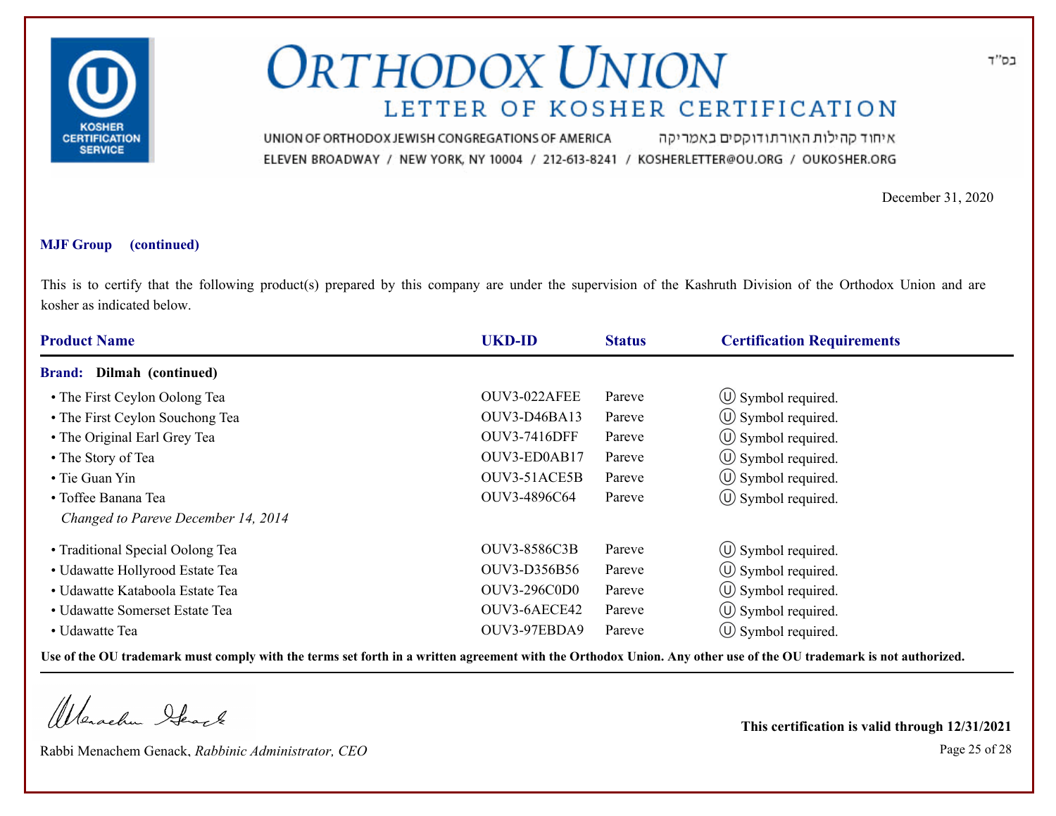# ORTHODOX UNION

## LETTER OF KOSHER CERTIFICATION

UNION OF ORTHODOX JEWISH CONGREGATIONS OF AMERICA איחוד קהילות האורתודוקסים באמריקה

ELEVEN BROADWAY / NEW YORK, NY 10004 / 212-613-8241 / KOSHERLETTER@OU.ORG / OUKOSHER.ORG

בס"ד

December 31, 2020

**MJF Group (continued)**

This is to certify that the following product(s) prepared by this company are under the supervision of the Kashruth Division of the Orthodox Union and are kosher as indicated below.

| Product Name | UKD-ID | Status | Certification Requirements |
|---|---|---|---|
| **Brand: Dilmah (continued)** | | | |
| • The First Ceylon Oolong Tea | OUV3-022AFEE | Pareve | Ⓤ Symbol required. |
| • The First Ceylon Souchong Tea | OUV3-D46BA13 | Pareve | Ⓤ Symbol required. |
| • The Original Earl Grey Tea | OUV3-7416DFF | Pareve | Ⓤ Symbol required. |
| • The Story of Tea | OUV3-ED0AB17 | Pareve | Ⓤ Symbol required. |
| • Tie Guan Yin | OUV3-51ACE5B | Pareve | Ⓤ Symbol required. |
| • Toffee Banana Tea<br>*Changed to Pareve December 14, 2014* | OUV3-4896C64 | Pareve | Ⓤ Symbol required. |
| • Traditional Special Oolong Tea | OUV3-8586C3B | Pareve | Ⓤ Symbol required. |
| • Udawatte Hollyrood Estate Tea | OUV3-D356B56 | Pareve | Ⓤ Symbol required. |
| • Udawatte Kataboola Estate Tea | OUV3-296C0D0 | Pareve | Ⓤ Symbol required. |
| • Udawatte Somerset Estate Tea | OUV3-6AECE42 | Pareve | Ⓤ Symbol required. |
| • Udawatte Tea | OUV3-97EBDA9 | Pareve | Ⓤ Symbol required. |

**Use of the OU trademark must comply with the terms set forth in a written agreement with the Orthodox Union. Any other use of the OU trademark is not authorized.**

Rabbi Menachem Genack, *Rabbinic Administrator, CEO*

**This certification is valid through 12/31/2021**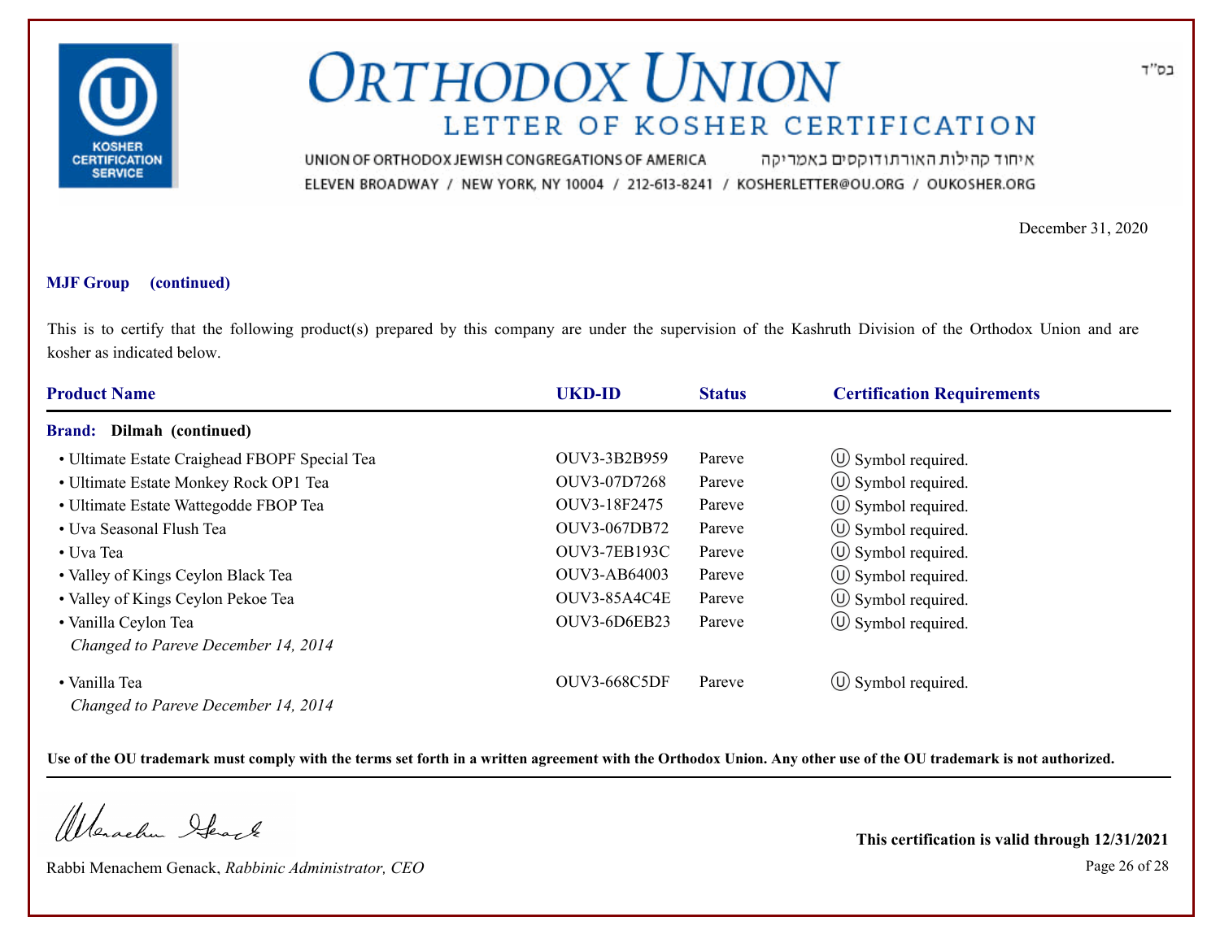בס"ד

# ORTHODOX UNION

## LETTER OF KOSHER CERTIFICATION

UNION OF ORTHODOX JEWISH CONGREGATIONS OF AMERICA איחוד קהילות האורתודוקסים באמריקה

ELEVEN BROADWAY / NEW YORK, NY 10004 / 212-613-8241 / KOSHERLETTER@OU.ORG / OUKOSHER.ORG

December 31, 2020

**MJF Group (continued)**

This is to certify that the following product(s) prepared by this company are under the supervision of the Kashruth Division of the Orthodox Union and are kosher as indicated below.

| Product Name | UKD-ID | Status | Certification Requirements |
|---|---|---|---|
| **Brand: Dilmah (continued)** | | | |
| • Ultimate Estate Craighead FBOPF Special Tea | OUV3-3B2B959 | Pareve | Ⓤ Symbol required. |
| • Ultimate Estate Monkey Rock OP1 Tea | OUV3-07D7268 | Pareve | Ⓤ Symbol required. |
| • Ultimate Estate Wattegodde FBOP Tea | OUV3-18F2475 | Pareve | Ⓤ Symbol required. |
| • Uva Seasonal Flush Tea | OUV3-067DB72 | Pareve | Ⓤ Symbol required. |
| • Uva Tea | OUV3-7EB193C | Pareve | Ⓤ Symbol required. |
| • Valley of Kings Ceylon Black Tea | OUV3-AB64003 | Pareve | Ⓤ Symbol required. |
| • Valley of Kings Ceylon Pekoe Tea | OUV3-85A4C4E | Pareve | Ⓤ Symbol required. |
| • Vanilla Ceylon Tea<br>*Changed to Pareve December 14, 2014* | OUV3-6D6EB23 | Pareve | Ⓤ Symbol required. |
| • Vanilla Tea<br>*Changed to Pareve December 14, 2014* | OUV3-668C5DF | Pareve | Ⓤ Symbol required. |

**Use of the OU trademark must comply with the terms set forth in a written agreement with the Orthodox Union. Any other use of the OU trademark is not authorized.**

Rabbi Menachem Genack, *Rabbinic Administrator, CEO*

**This certification is valid through 12/31/2021**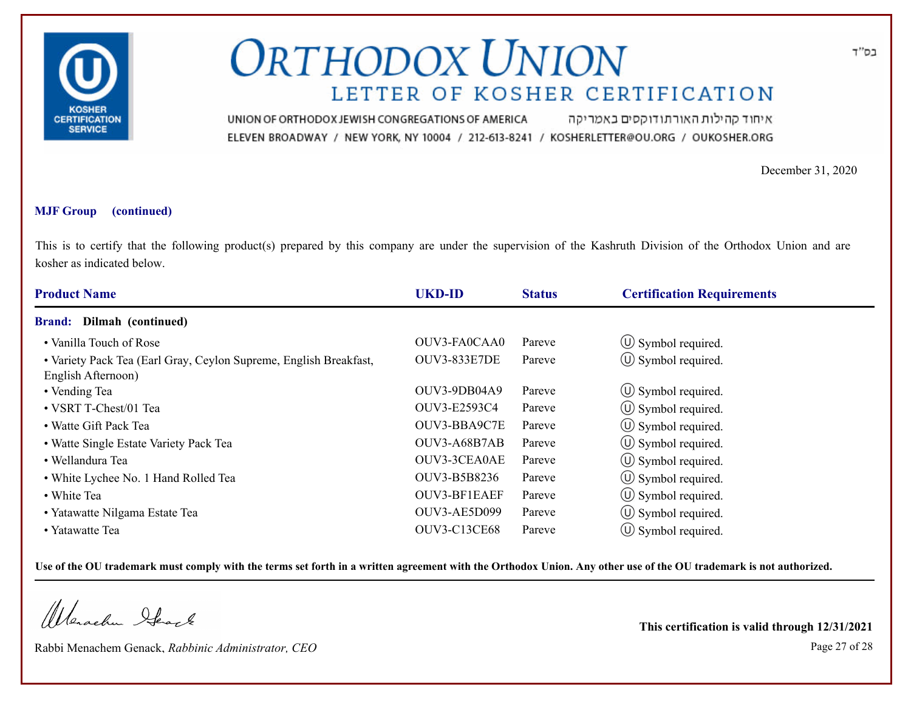בס"ד

# ORTHODOX UNION

## LETTER OF KOSHER CERTIFICATION

UNION OF ORTHODOX JEWISH CONGREGATIONS OF AMERICA איחוד קהילות האורתודוקסים באמריקה

ELEVEN BROADWAY / NEW YORK, NY 10004 / 212-613-8241 / KOSHERLETTER@OU.ORG / OUKOSHER.ORG

December 31, 2020

**MJF Group (continued)**

This is to certify that the following product(s) prepared by this company are under the supervision of the Kashruth Division of the Orthodox Union and are kosher as indicated below.

| Product Name | UKD-ID | Status | Certification Requirements |
|---|---|---|---|
| **Brand: Dilmah (continued)** | | | |
| • Vanilla Touch of Rose | OUV3-FA0CAA0 | Pareve | Ⓤ Symbol required. |
| • Variety Pack Tea (Earl Gray, Ceylon Supreme, English Breakfast, English Afternoon) | OUV3-833E7DE | Pareve | Ⓤ Symbol required. |
| • Vending Tea | OUV3-9DB04A9 | Pareve | Ⓤ Symbol required. |
| • VSRT T-Chest/01 Tea | OUV3-E2593C4 | Pareve | Ⓤ Symbol required. |
| • Watte Gift Pack Tea | OUV3-BBA9C7E | Pareve | Ⓤ Symbol required. |
| • Watte Single Estate Variety Pack Tea | OUV3-A68B7AB | Pareve | Ⓤ Symbol required. |
| • Wellandura Tea | OUV3-3CEA0AE | Pareve | Ⓤ Symbol required. |
| • White Lychee No. 1 Hand Rolled Tea | OUV3-B5B8236 | Pareve | Ⓤ Symbol required. |
| • White Tea | OUV3-BF1EAEF | Pareve | Ⓤ Symbol required. |
| • Yatawatte Nilgama Estate Tea | OUV3-AE5D099 | Pareve | Ⓤ Symbol required. |
| • Yatawatte Tea | OUV3-C13CE68 | Pareve | Ⓤ Symbol required. |

**Use of the OU trademark must comply with the terms set forth in a written agreement with the Orthodox Union. Any other use of the OU trademark is not authorized.**

Rabbi Menachem Genack, *Rabbinic Administrator, CEO*

**This certification is valid through 12/31/2021**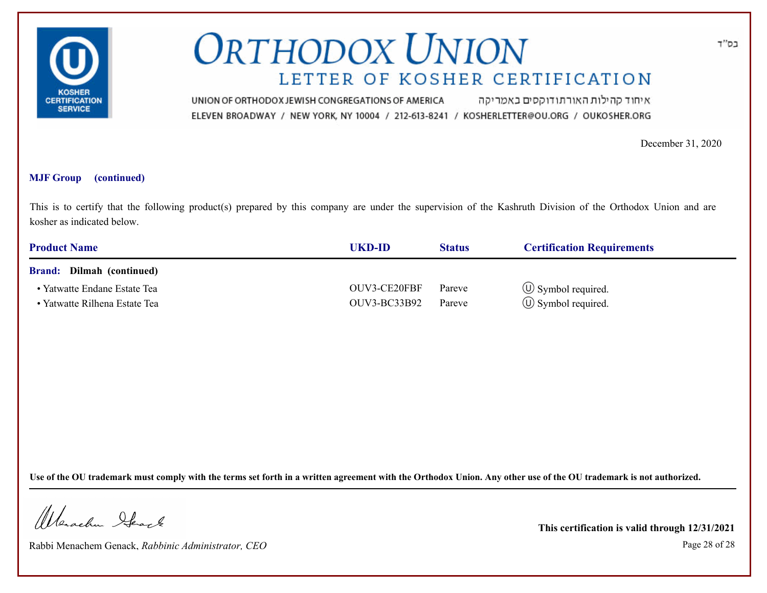# ORTHODOX UNION

## LETTER OF KOSHER CERTIFICATION

UNION OF ORTHODOX JEWISH CONGREGATIONS OF AMERICA איחוד קהילות האורתודוקסים באמריקה

ELEVEN BROADWAY / NEW YORK, NY 10004 / 212-613-8241 / KOSHERLETTER@OU.ORG / OUKOSHER.ORG

בס"ד

December 31, 2020

**MJF Group (continued)**

This is to certify that the following product(s) prepared by this company are under the supervision of the Kashruth Division of the Orthodox Union and are kosher as indicated below.

| Product Name | UKD-ID | Status | Certification Requirements |
|---|---|---|---|
| **Brand: Dilmah (continued)** | | | |
| • Yatwatte Endane Estate Tea | OUV3-CE20FBF | Pareve | Ⓤ Symbol required. |
| • Yatwatte Rilhena Estate Tea | OUV3-BC33B92 | Pareve | Ⓤ Symbol required. |

**Use of the OU trademark must comply with the terms set forth in a written agreement with the Orthodox Union. Any other use of the OU trademark is not authorized.**

Rabbi Menachem Genack, *Rabbinic Administrator, CEO*

**This certification is valid through 12/31/2021**